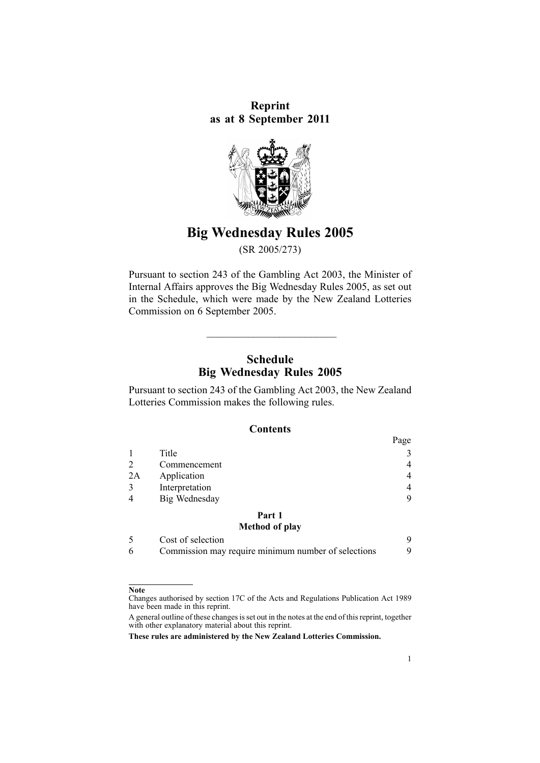**Reprint**
**as at 8 September 2011**

# Big Wednesday Rules 2005

(SR 2005/273)

Pursuant to section 243 of the Gambling Act 2003, the Minister of Internal Affairs approves the Big Wednesday Rules 2005, as set out in the Schedule, which were made by the New Zealand Lotteries Commission on 6 September 2005.

---

## Schedule
## Big Wednesday Rules 2005

Pursuant to section 243 of the Gambling Act 2003, the New Zealand Lotteries Commission makes the following rules.

### Contents

| | | Page |
|---|---|---|
| 1 | Title | 3 |
| 2 | Commencement | 4 |
| 2A | Application | 4 |
| 3 | Interpretation | 4 |
| 4 | Big Wednesday | 9 |
| | **Part 1** | |
| | **Method of play** | |
| 5 | Cost of selection | 9 |
| 6 | Commission may require minimum number of selections | 9 |

---

**Note**

Changes authorised by section 17C of the Acts and Regulations Publication Act 1989 have been made in this reprint.

A general outline of these changes is set out in the notes at the end of this reprint, together with other explanatory material about this reprint.

**These rules are administered by the New Zealand Lotteries Commission.**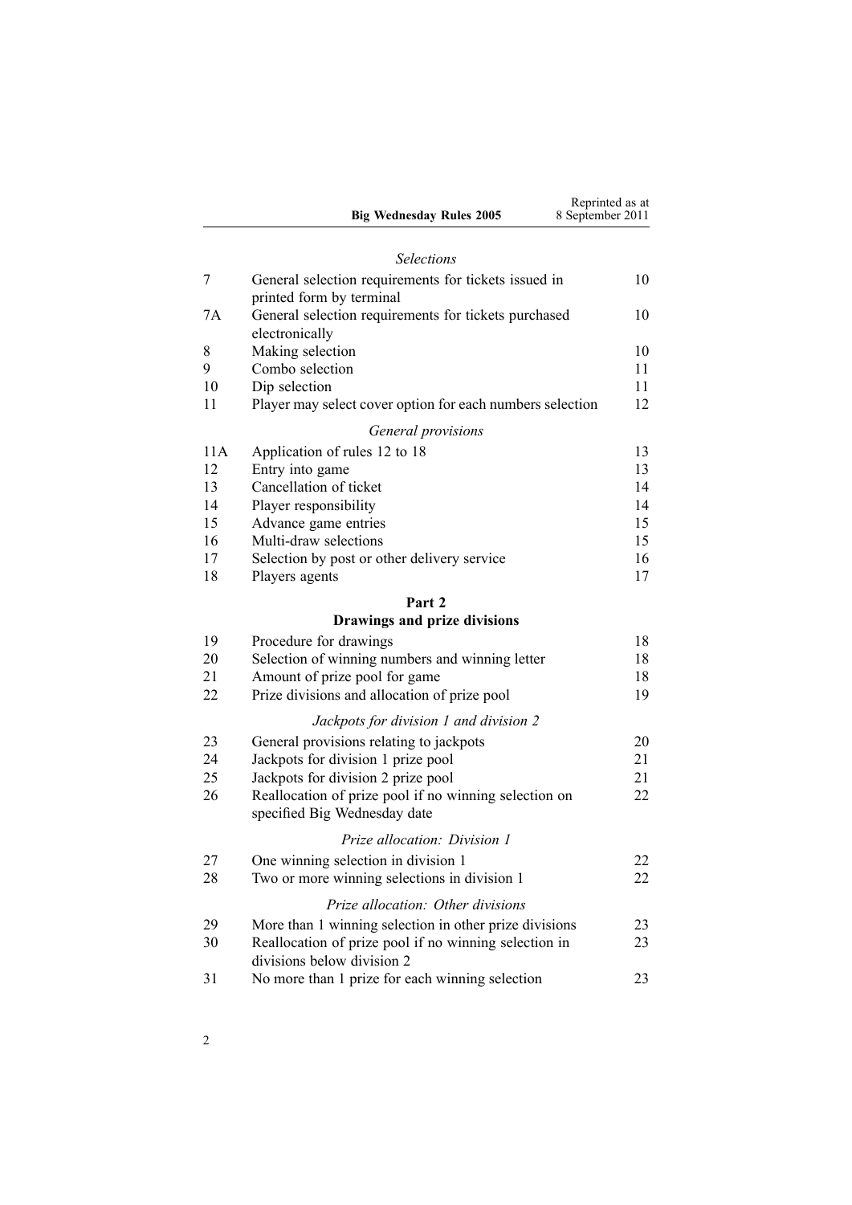*Selections*

| | | |
|---|---|---|
| 7 | General selection requirements for tickets issued in printed form by terminal | 10 |
| 7A | General selection requirements for tickets purchased electronically | 10 |
| 8 | Making selection | 10 |
| 9 | Combo selection | 11 |
| 10 | Dip selection | 11 |
| 11 | Player may select cover option for each numbers selection | 12 |

*General provisions*

| | | |
|---|---|---|
| 11A | Application of rules 12 to 18 | 13 |
| 12 | Entry into game | 13 |
| 13 | Cancellation of ticket | 14 |
| 14 | Player responsibility | 14 |
| 15 | Advance game entries | 15 |
| 16 | Multi-draw selections | 15 |
| 17 | Selection by post or other delivery service | 16 |
| 18 | Players agents | 17 |

**Part 2**

**Drawings and prize divisions**

| | | |
|---|---|---|
| 19 | Procedure for drawings | 18 |
| 20 | Selection of winning numbers and winning letter | 18 |
| 21 | Amount of prize pool for game | 18 |
| 22 | Prize divisions and allocation of prize pool | 19 |

*Jackpots for division 1 and division 2*

| | | |
|---|---|---|
| 23 | General provisions relating to jackpots | 20 |
| 24 | Jackpots for division 1 prize pool | 21 |
| 25 | Jackpots for division 2 prize pool | 21 |
| 26 | Reallocation of prize pool if no winning selection on specified Big Wednesday date | 22 |

*Prize allocation: Division 1*

| | | |
|---|---|---|
| 27 | One winning selection in division 1 | 22 |
| 28 | Two or more winning selections in division 1 | 22 |

*Prize allocation: Other divisions*

| | | |
|---|---|---|
| 29 | More than 1 winning selection in other prize divisions | 23 |
| 30 | Reallocation of prize pool if no winning selection in divisions below division 2 | 23 |
| 31 | No more than 1 prize for each winning selection | 23 |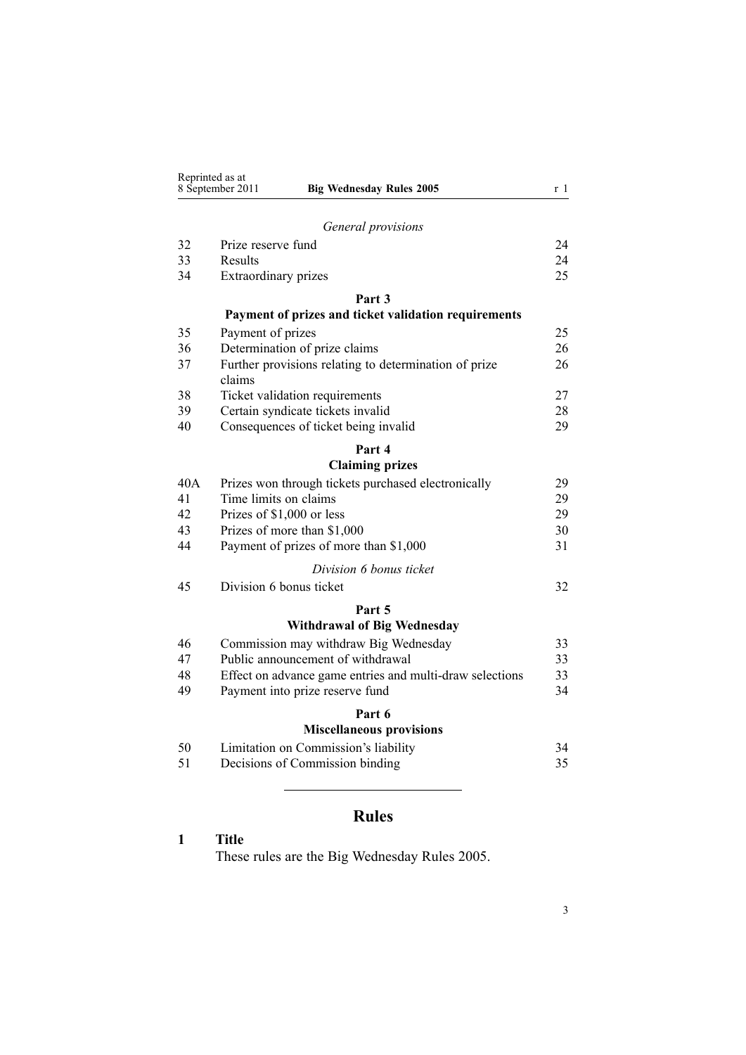*General provisions*

| | | |
|---|---|---|
| 32 | Prize reserve fund | 24 |
| 33 | Results | 24 |
| 34 | Extraordinary prizes | 25 |

**Part 3**
**Payment of prizes and ticket validation requirements**

| | | |
|---|---|---|
| 35 | Payment of prizes | 25 |
| 36 | Determination of prize claims | 26 |
| 37 | Further provisions relating to determination of prize claims | 26 |
| 38 | Ticket validation requirements | 27 |
| 39 | Certain syndicate tickets invalid | 28 |
| 40 | Consequences of ticket being invalid | 29 |

**Part 4**
**Claiming prizes**

| | | |
|---|---|---|
| 40A | Prizes won through tickets purchased electronically | 29 |
| 41 | Time limits on claims | 29 |
| 42 | Prizes of $1,000 or less | 29 |
| 43 | Prizes of more than $1,000 | 30 |
| 44 | Payment of prizes of more than $1,000 | 31 |

*Division 6 bonus ticket*

| | | |
|---|---|---|
| 45 | Division 6 bonus ticket | 32 |

**Part 5**
**Withdrawal of Big Wednesday**

| | | |
|---|---|---|
| 46 | Commission may withdraw Big Wednesday | 33 |
| 47 | Public announcement of withdrawal | 33 |
| 48 | Effect on advance game entries and multi-draw selections | 33 |
| 49 | Payment into prize reserve fund | 34 |

**Part 6**
**Miscellaneous provisions**

| | | |
|---|---|---|
| 50 | Limitation on Commission's liability | 34 |
| 51 | Decisions of Commission binding | 35 |

---

# Rules

## 1 Title

These rules are the Big Wednesday Rules 2005.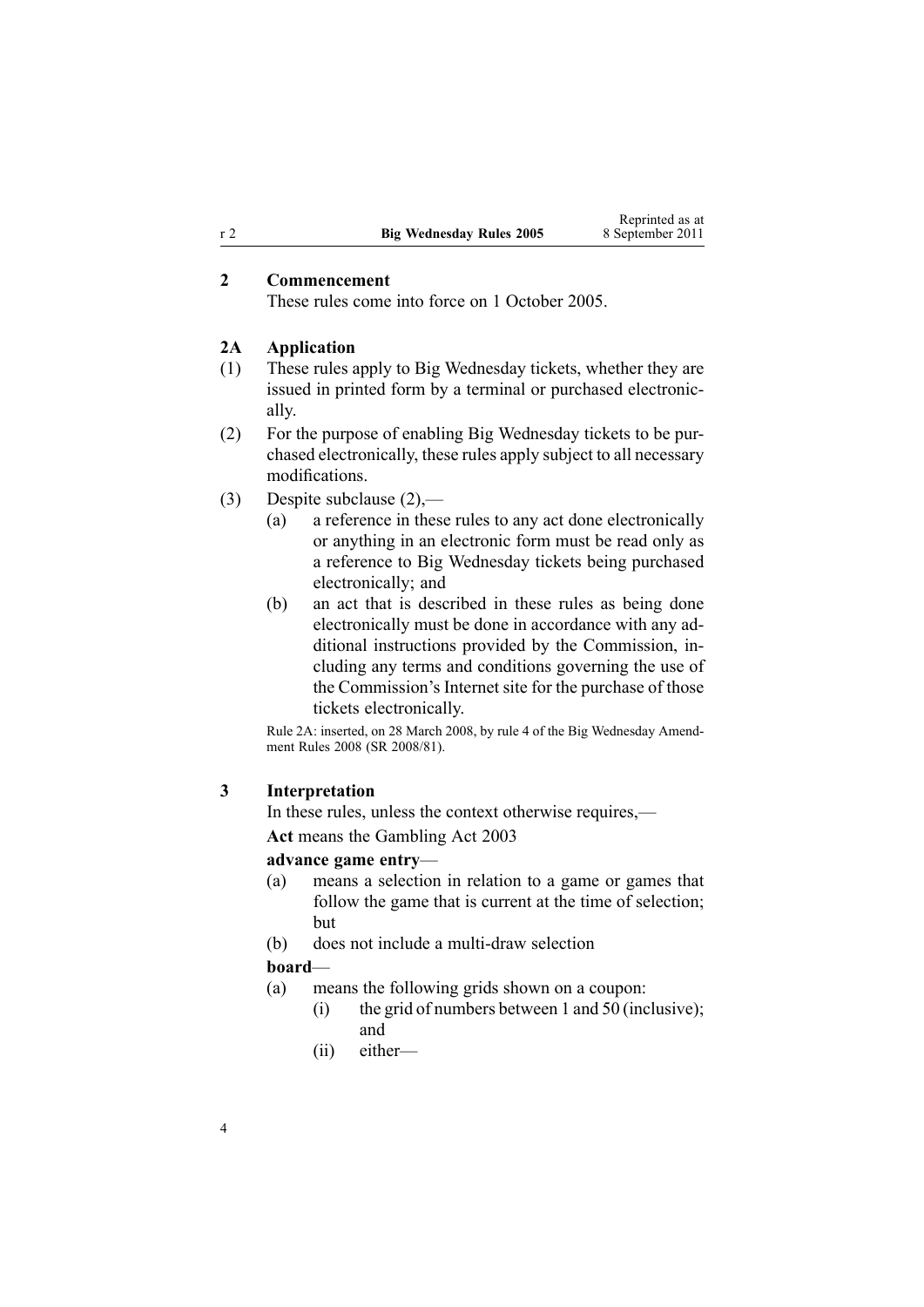## 2 Commencement

These rules come into force on 1 October 2005.

## 2A Application

(1) These rules apply to Big Wednesday tickets, whether they are issued in printed form by a terminal or purchased electronically.

(2) For the purpose of enabling Big Wednesday tickets to be purchased electronically, these rules apply subject to all necessary modifications.

(3) Despite subclause (2),—

- (a) a reference in these rules to any act done electronically or anything in an electronic form must be read only as a reference to Big Wednesday tickets being purchased electronically; and
- (b) an act that is described in these rules as being done electronically must be done in accordance with any additional instructions provided by the Commission, including any terms and conditions governing the use of the Commission's Internet site for the purchase of those tickets electronically.

Rule 2A: inserted, on 28 March 2008, by rule 4 of the Big Wednesday Amendment Rules 2008 (SR 2008/81).

## 3 Interpretation

In these rules, unless the context otherwise requires,—

**Act** means the Gambling Act 2003

**advance game entry**—

- (a) means a selection in relation to a game or games that follow the game that is current at the time of selection; but
- (b) does not include a multi-draw selection

**board**—

- (a) means the following grids shown on a coupon:
  - (i) the grid of numbers between 1 and 50 (inclusive); and
  - (ii) either—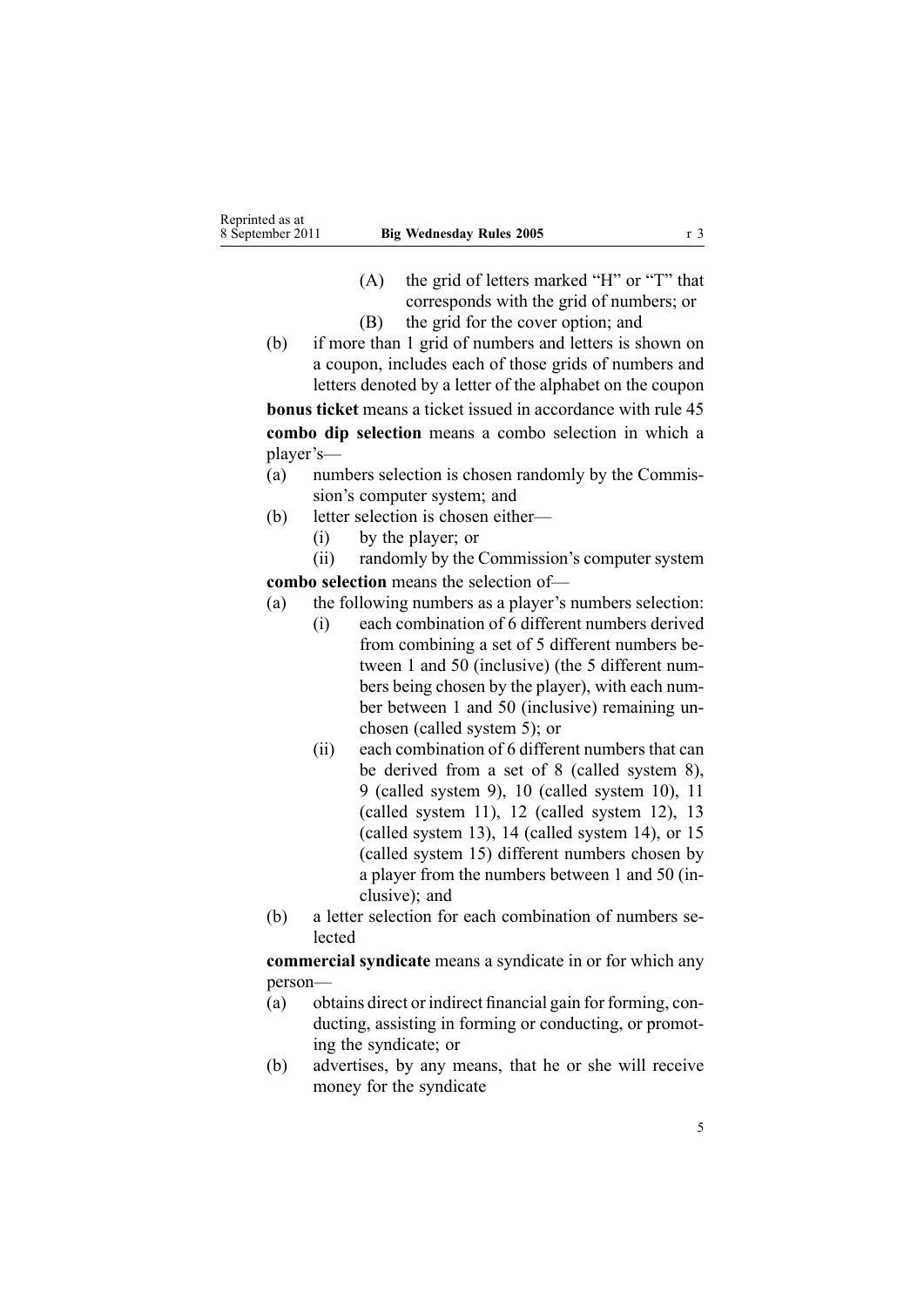(A) the grid of letters marked "H" or "T" that corresponds with the grid of numbers; or

(B) the grid for the cover option; and

(b) if more than 1 grid of numbers and letters is shown on a coupon, includes each of those grids of numbers and letters denoted by a letter of the alphabet on the coupon

**bonus ticket** means a ticket issued in accordance with rule 45

**combo dip selection** means a combo selection in which a player's—

(a) numbers selection is chosen randomly by the Commission's computer system; and

(b) letter selection is chosen either—

(i) by the player; or

(ii) randomly by the Commission's computer system

**combo selection** means the selection of—

(a) the following numbers as a player's numbers selection:

(i) each combination of 6 different numbers derived from combining a set of 5 different numbers between 1 and 50 (inclusive) (the 5 different numbers being chosen by the player), with each number between 1 and 50 (inclusive) remaining unchosen (called system 5); or

(ii) each combination of 6 different numbers that can be derived from a set of 8 (called system 8), 9 (called system 9), 10 (called system 10), 11 (called system 11), 12 (called system 12), 13 (called system 13), 14 (called system 14), or 15 (called system 15) different numbers chosen by a player from the numbers between 1 and 50 (inclusive); and

(b) a letter selection for each combination of numbers selected

**commercial syndicate** means a syndicate in or for which any person—

(a) obtains direct or indirect financial gain for forming, conducting, assisting in forming or conducting, or promoting the syndicate; or

(b) advertises, by any means, that he or she will receive money for the syndicate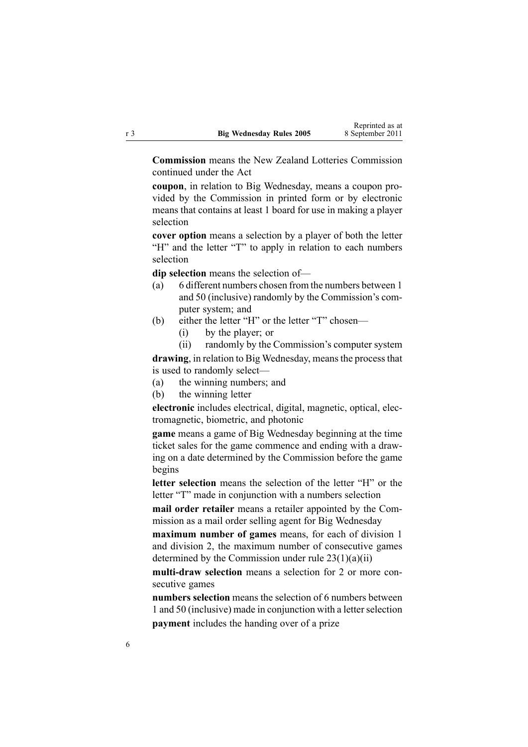**Commission** means the New Zealand Lotteries Commission continued under the Act

**coupon**, in relation to Big Wednesday, means a coupon provided by the Commission in printed form or by electronic means that contains at least 1 board for use in making a player selection

**cover option** means a selection by a player of both the letter "H" and the letter "T" to apply in relation to each numbers selection

**dip selection** means the selection of—

(a) 6 different numbers chosen from the numbers between 1 and 50 (inclusive) randomly by the Commission's computer system; and

(b) either the letter "H" or the letter "T" chosen—

  (i) by the player; or

  (ii) randomly by the Commission's computer system

**drawing**, in relation to Big Wednesday, means the process that is used to randomly select—

(a) the winning numbers; and

(b) the winning letter

**electronic** includes electrical, digital, magnetic, optical, electromagnetic, biometric, and photonic

**game** means a game of Big Wednesday beginning at the time ticket sales for the game commence and ending with a drawing on a date determined by the Commission before the game begins

**letter selection** means the selection of the letter "H" or the letter "T" made in conjunction with a numbers selection

**mail order retailer** means a retailer appointed by the Commission as a mail order selling agent for Big Wednesday

**maximum number of games** means, for each of division 1 and division 2, the maximum number of consecutive games determined by the Commission under rule 23(1)(a)(ii)

**multi-draw selection** means a selection for 2 or more consecutive games

**numbers selection** means the selection of 6 numbers between 1 and 50 (inclusive) made in conjunction with a letter selection

**payment** includes the handing over of a prize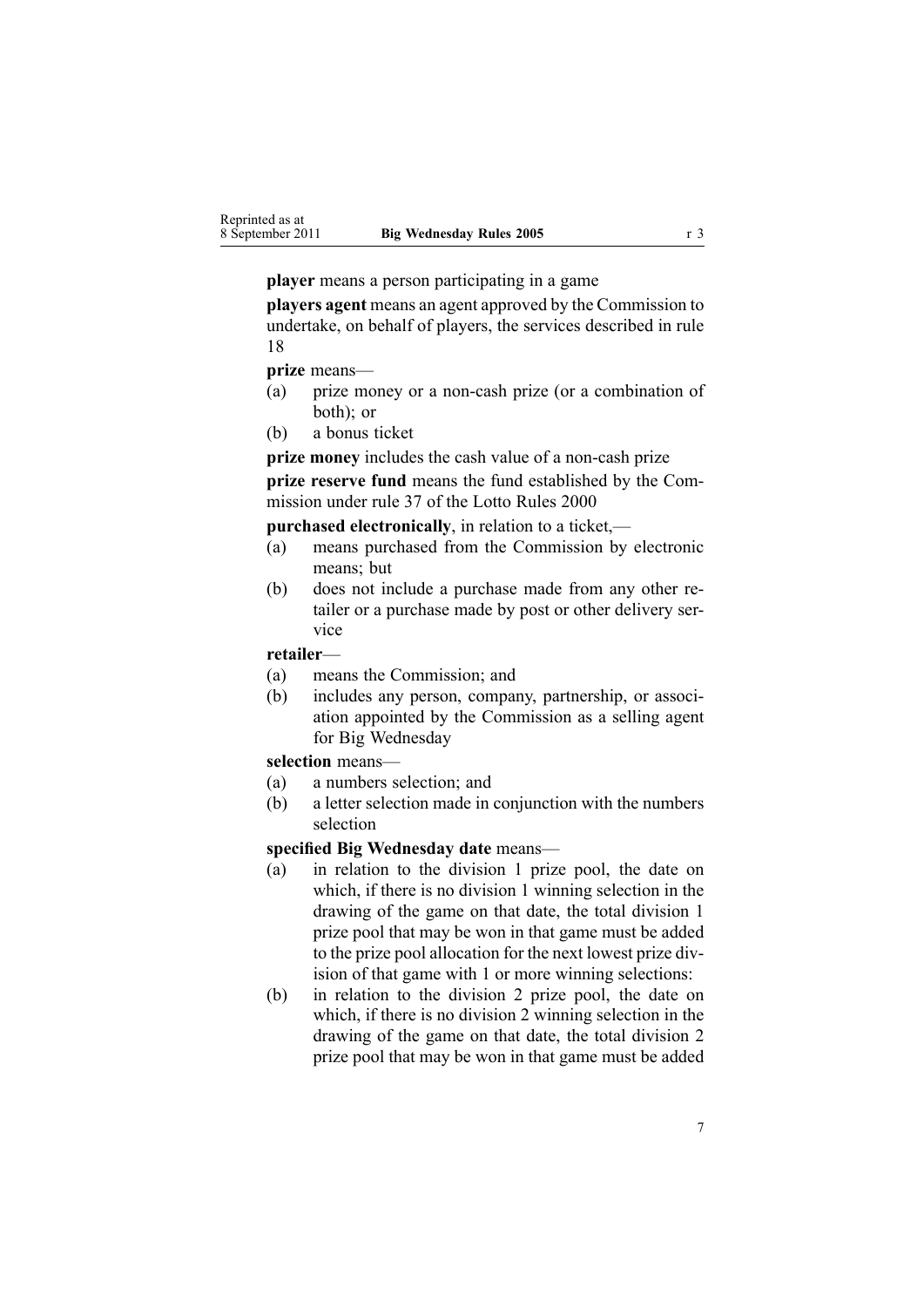**player** means a person participating in a game

**players agent** means an agent approved by the Commission to undertake, on behalf of players, the services described in rule 18

**prize** means—

(a) prize money or a non-cash prize (or a combination of both); or

(b) a bonus ticket

**prize money** includes the cash value of a non-cash prize

**prize reserve fund** means the fund established by the Commission under rule 37 of the Lotto Rules 2000

**purchased electronically**, in relation to a ticket,—

(a) means purchased from the Commission by electronic means; but

(b) does not include a purchase made from any other retailer or a purchase made by post or other delivery service

**retailer**—

(a) means the Commission; and

(b) includes any person, company, partnership, or association appointed by the Commission as a selling agent for Big Wednesday

**selection** means—

(a) a numbers selection; and

(b) a letter selection made in conjunction with the numbers selection

**specified Big Wednesday date** means—

(a) in relation to the division 1 prize pool, the date on which, if there is no division 1 winning selection in the drawing of the game on that date, the total division 1 prize pool that may be won in that game must be added to the prize pool allocation for the next lowest prize division of that game with 1 or more winning selections:

(b) in relation to the division 2 prize pool, the date on which, if there is no division 2 winning selection in the drawing of the game on that date, the total division 2 prize pool that may be won in that game must be added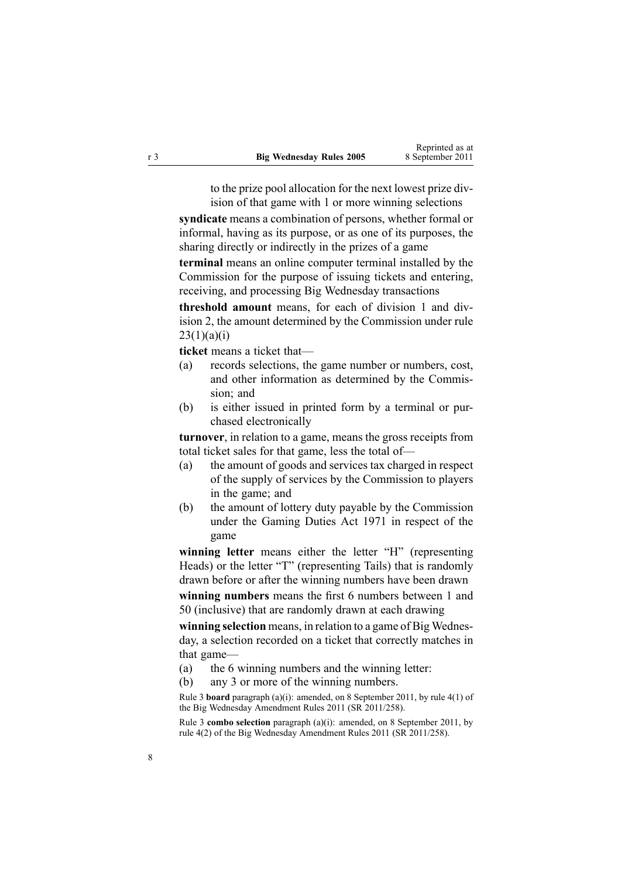to the prize pool allocation for the next lowest prize division of that game with 1 or more winning selections

**syndicate** means a combination of persons, whether formal or informal, having as its purpose, or as one of its purposes, the sharing directly or indirectly in the prizes of a game

**terminal** means an online computer terminal installed by the Commission for the purpose of issuing tickets and entering, receiving, and processing Big Wednesday transactions

**threshold amount** means, for each of division 1 and division 2, the amount determined by the Commission under rule 23(1)(a)(i)

**ticket** means a ticket that—

- (a) records selections, the game number or numbers, cost, and other information as determined by the Commission; and
- (b) is either issued in printed form by a terminal or purchased electronically

**turnover**, in relation to a game, means the gross receipts from total ticket sales for that game, less the total of—

- (a) the amount of goods and services tax charged in respect of the supply of services by the Commission to players in the game; and
- (b) the amount of lottery duty payable by the Commission under the Gaming Duties Act 1971 in respect of the game

**winning letter** means either the letter "H" (representing Heads) or the letter "T" (representing Tails) that is randomly drawn before or after the winning numbers have been drawn

**winning numbers** means the first 6 numbers between 1 and 50 (inclusive) that are randomly drawn at each drawing

**winning selection** means, in relation to a game of Big Wednesday, a selection recorded on a ticket that correctly matches in that game—

- (a) the 6 winning numbers and the winning letter:
- (b) any 3 or more of the winning numbers.

Rule 3 **board** paragraph (a)(i): amended, on 8 September 2011, by rule 4(1) of the Big Wednesday Amendment Rules 2011 (SR 2011/258).

Rule 3 **combo selection** paragraph (a)(i): amended, on 8 September 2011, by rule 4(2) of the Big Wednesday Amendment Rules 2011 (SR 2011/258).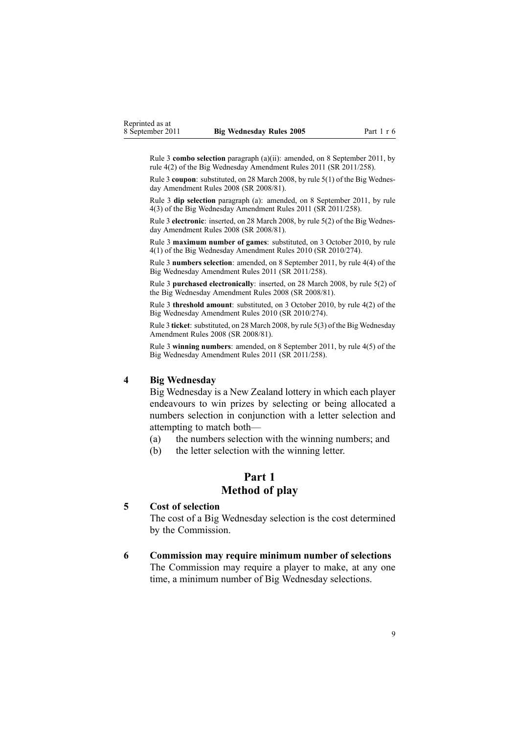Rule 3 **combo selection** paragraph (a)(ii): amended, on 8 September 2011, by rule 4(2) of the Big Wednesday Amendment Rules 2011 (SR 2011/258).

Rule 3 **coupon**: substituted, on 28 March 2008, by rule 5(1) of the Big Wednesday Amendment Rules 2008 (SR 2008/81).

Rule 3 **dip selection** paragraph (a): amended, on 8 September 2011, by rule 4(3) of the Big Wednesday Amendment Rules 2011 (SR 2011/258).

Rule 3 **electronic**: inserted, on 28 March 2008, by rule 5(2) of the Big Wednesday Amendment Rules 2008 (SR 2008/81).

Rule 3 **maximum number of games**: substituted, on 3 October 2010, by rule 4(1) of the Big Wednesday Amendment Rules 2010 (SR 2010/274).

Rule 3 **numbers selection**: amended, on 8 September 2011, by rule 4(4) of the Big Wednesday Amendment Rules 2011 (SR 2011/258).

Rule 3 **purchased electronically**: inserted, on 28 March 2008, by rule 5(2) of the Big Wednesday Amendment Rules 2008 (SR 2008/81).

Rule 3 **threshold amount**: substituted, on 3 October 2010, by rule 4(2) of the Big Wednesday Amendment Rules 2010 (SR 2010/274).

Rule 3 **ticket**: substituted, on 28 March 2008, by rule 5(3) of the Big Wednesday Amendment Rules 2008 (SR 2008/81).

Rule 3 **winning numbers**: amended, on 8 September 2011, by rule 4(5) of the Big Wednesday Amendment Rules 2011 (SR 2011/258).

### 4 Big Wednesday

Big Wednesday is a New Zealand lottery in which each player endeavours to win prizes by selecting or being allocated a numbers selection in conjunction with a letter selection and attempting to match both—

(a) the numbers selection with the winning numbers; and

(b) the letter selection with the winning letter.

## Part 1
## Method of play

### 5 Cost of selection

The cost of a Big Wednesday selection is the cost determined by the Commission.

### 6 Commission may require minimum number of selections

The Commission may require a player to make, at any one time, a minimum number of Big Wednesday selections.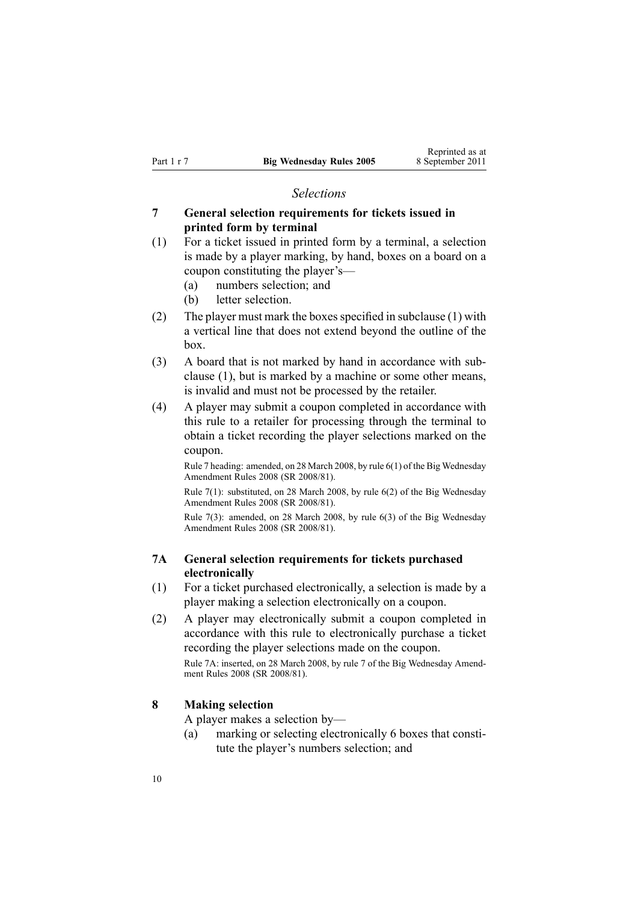*Selections*

### 7 General selection requirements for tickets issued in printed form by terminal

(1) For a ticket issued in printed form by a terminal, a selection is made by a player marking, by hand, boxes on a board on a coupon constituting the player's—

(a) numbers selection; and

(b) letter selection.

(2) The player must mark the boxes specified in subclause (1) with a vertical line that does not extend beyond the outline of the box.

(3) A board that is not marked by hand in accordance with subclause (1), but is marked by a machine or some other means, is invalid and must not be processed by the retailer.

(4) A player may submit a coupon completed in accordance with this rule to a retailer for processing through the terminal to obtain a ticket recording the player selections marked on the coupon.

Rule 7 heading: amended, on 28 March 2008, by rule 6(1) of the Big Wednesday Amendment Rules 2008 (SR 2008/81).

Rule 7(1): substituted, on 28 March 2008, by rule 6(2) of the Big Wednesday Amendment Rules 2008 (SR 2008/81).

Rule 7(3): amended, on 28 March 2008, by rule 6(3) of the Big Wednesday Amendment Rules 2008 (SR 2008/81).

### 7A General selection requirements for tickets purchased electronically

(1) For a ticket purchased electronically, a selection is made by a player making a selection electronically on a coupon.

(2) A player may electronically submit a coupon completed in accordance with this rule to electronically purchase a ticket recording the player selections made on the coupon.

Rule 7A: inserted, on 28 March 2008, by rule 7 of the Big Wednesday Amendment Rules 2008 (SR 2008/81).

### 8 Making selection

A player makes a selection by—

(a) marking or selecting electronically 6 boxes that constitute the player's numbers selection; and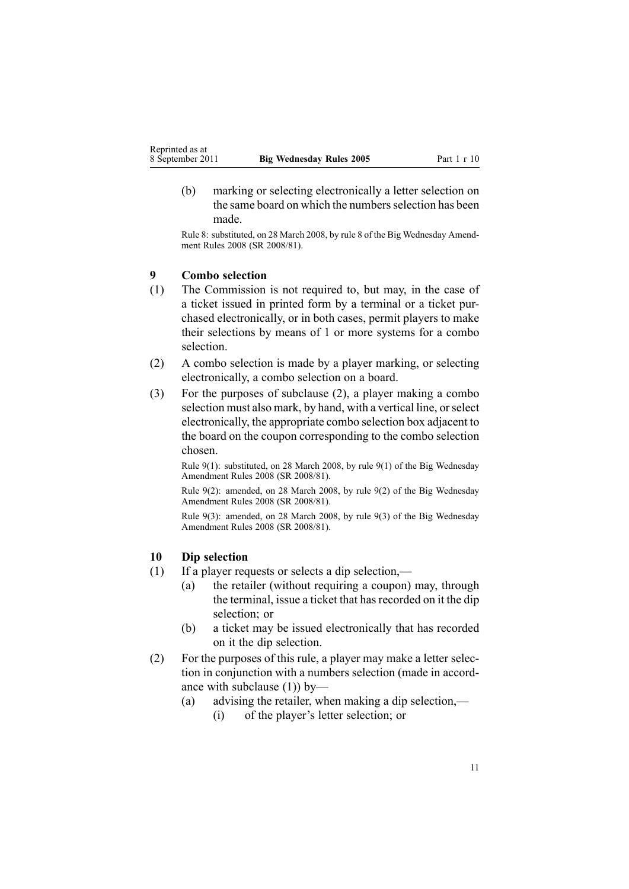(b) marking or selecting electronically a letter selection on the same board on which the numbers selection has been made.

Rule 8: substituted, on 28 March 2008, by rule 8 of the Big Wednesday Amendment Rules 2008 (SR 2008/81).

### 9 Combo selection

(1) The Commission is not required to, but may, in the case of a ticket issued in printed form by a terminal or a ticket purchased electronically, or in both cases, permit players to make their selections by means of 1 or more systems for a combo selection.

(2) A combo selection is made by a player marking, or selecting electronically, a combo selection on a board.

(3) For the purposes of subclause (2), a player making a combo selection must also mark, by hand, with a vertical line, or select electronically, the appropriate combo selection box adjacent to the board on the coupon corresponding to the combo selection chosen.

Rule 9(1): substituted, on 28 March 2008, by rule 9(1) of the Big Wednesday Amendment Rules 2008 (SR 2008/81).

Rule 9(2): amended, on 28 March 2008, by rule 9(2) of the Big Wednesday Amendment Rules 2008 (SR 2008/81).

Rule 9(3): amended, on 28 March 2008, by rule 9(3) of the Big Wednesday Amendment Rules 2008 (SR 2008/81).

### 10 Dip selection

(1) If a player requests or selects a dip selection,—

(a) the retailer (without requiring a coupon) may, through the terminal, issue a ticket that has recorded on it the dip selection; or

(b) a ticket may be issued electronically that has recorded on it the dip selection.

(2) For the purposes of this rule, a player may make a letter selection in conjunction with a numbers selection (made in accordance with subclause (1)) by—

(a) advising the retailer, when making a dip selection,—

(i) of the player's letter selection; or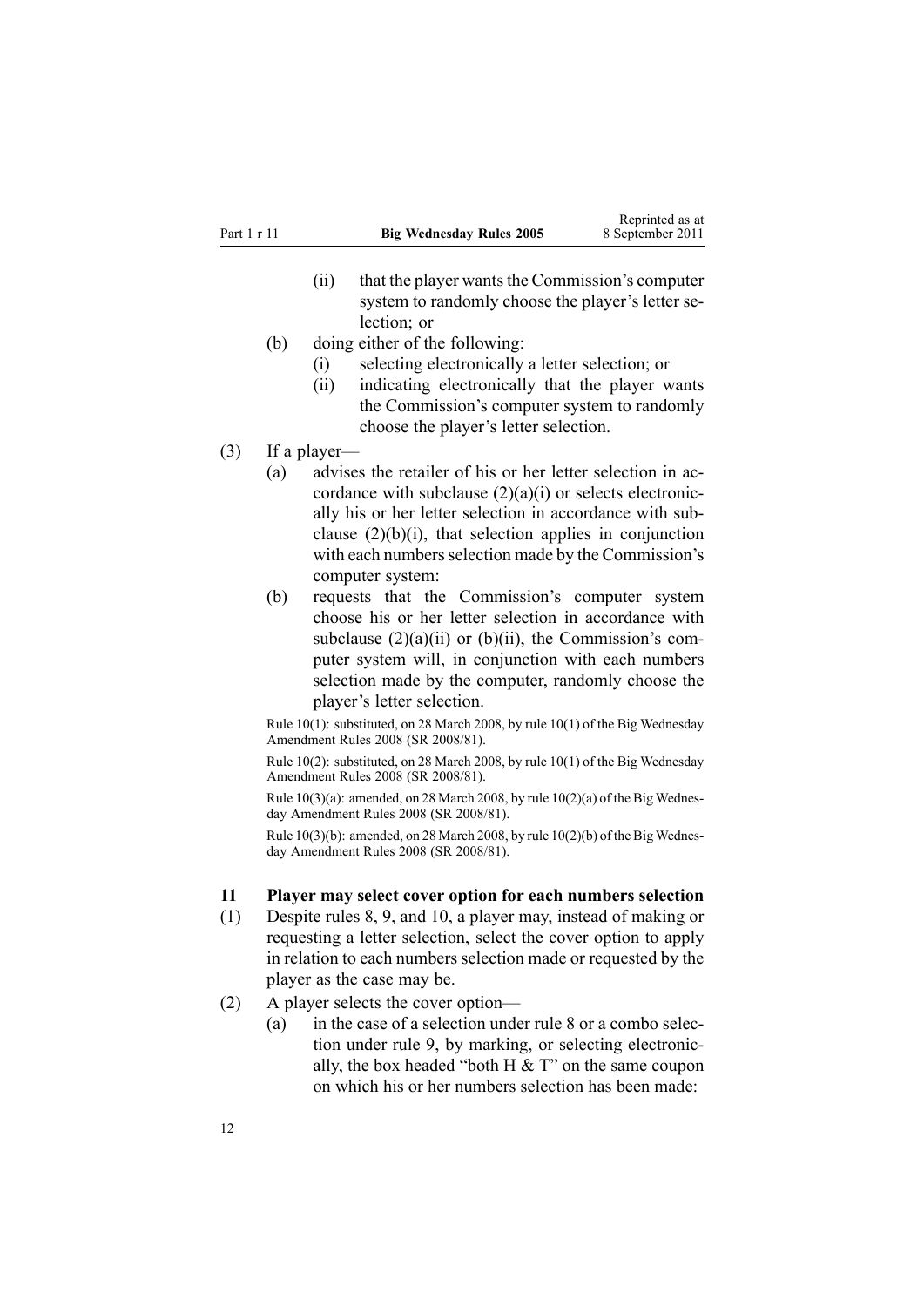(ii) that the player wants the Commission's computer system to randomly choose the player's letter selection; or

(b) doing either of the following:

(i) selecting electronically a letter selection; or

(ii) indicating electronically that the player wants the Commission's computer system to randomly choose the player's letter selection.

(3) If a player—

(a) advises the retailer of his or her letter selection in accordance with subclause (2)(a)(i) or selects electronically his or her letter selection in accordance with subclause (2)(b)(i), that selection applies in conjunction with each numbers selection made by the Commission's computer system:

(b) requests that the Commission's computer system choose his or her letter selection in accordance with subclause (2)(a)(ii) or (b)(ii), the Commission's computer system will, in conjunction with each numbers selection made by the computer, randomly choose the player's letter selection.

Rule 10(1): substituted, on 28 March 2008, by rule 10(1) of the Big Wednesday Amendment Rules 2008 (SR 2008/81).

Rule 10(2): substituted, on 28 March 2008, by rule 10(1) of the Big Wednesday Amendment Rules 2008 (SR 2008/81).

Rule 10(3)(a): amended, on 28 March 2008, by rule 10(2)(a) of the Big Wednesday Amendment Rules 2008 (SR 2008/81).

Rule 10(3)(b): amended, on 28 March 2008, by rule 10(2)(b) of the Big Wednesday Amendment Rules 2008 (SR 2008/81).

### 11 Player may select cover option for each numbers selection

(1) Despite rules 8, 9, and 10, a player may, instead of making or requesting a letter selection, select the cover option to apply in relation to each numbers selection made or requested by the player as the case may be.

(2) A player selects the cover option—

(a) in the case of a selection under rule 8 or a combo selection under rule 9, by marking, or selecting electronically, the box headed "both H & T" on the same coupon on which his or her numbers selection has been made: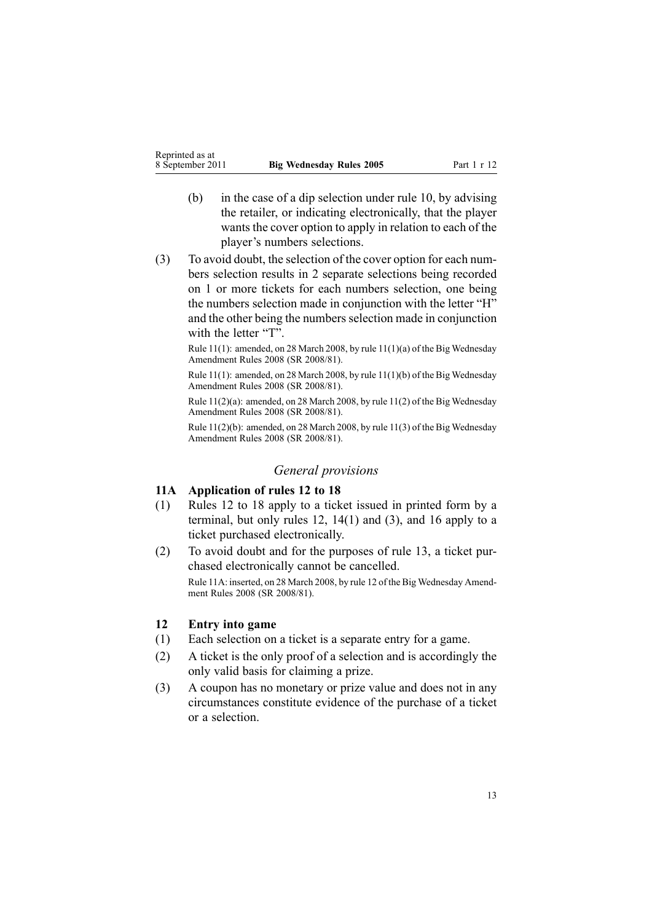(b) in the case of a dip selection under rule 10, by advising the retailer, or indicating electronically, that the player wants the cover option to apply in relation to each of the player's numbers selections.

(3) To avoid doubt, the selection of the cover option for each numbers selection results in 2 separate selections being recorded on 1 or more tickets for each numbers selection, one being the numbers selection made in conjunction with the letter "H" and the other being the numbers selection made in conjunction with the letter "T".

Rule 11(1): amended, on 28 March 2008, by rule 11(1)(a) of the Big Wednesday Amendment Rules 2008 (SR 2008/81).

Rule 11(1): amended, on 28 March 2008, by rule 11(1)(b) of the Big Wednesday Amendment Rules 2008 (SR 2008/81).

Rule 11(2)(a): amended, on 28 March 2008, by rule 11(2) of the Big Wednesday Amendment Rules 2008 (SR 2008/81).

Rule 11(2)(b): amended, on 28 March 2008, by rule 11(3) of the Big Wednesday Amendment Rules 2008 (SR 2008/81).

### *General provisions*

### 11A Application of rules 12 to 18

(1) Rules 12 to 18 apply to a ticket issued in printed form by a terminal, but only rules 12, 14(1) and (3), and 16 apply to a ticket purchased electronically.

(2) To avoid doubt and for the purposes of rule 13, a ticket purchased electronically cannot be cancelled.

Rule 11A: inserted, on 28 March 2008, by rule 12 of the Big Wednesday Amendment Rules 2008 (SR 2008/81).

### 12 Entry into game

(1) Each selection on a ticket is a separate entry for a game.

(2) A ticket is the only proof of a selection and is accordingly the only valid basis for claiming a prize.

(3) A coupon has no monetary or prize value and does not in any circumstances constitute evidence of the purchase of a ticket or a selection.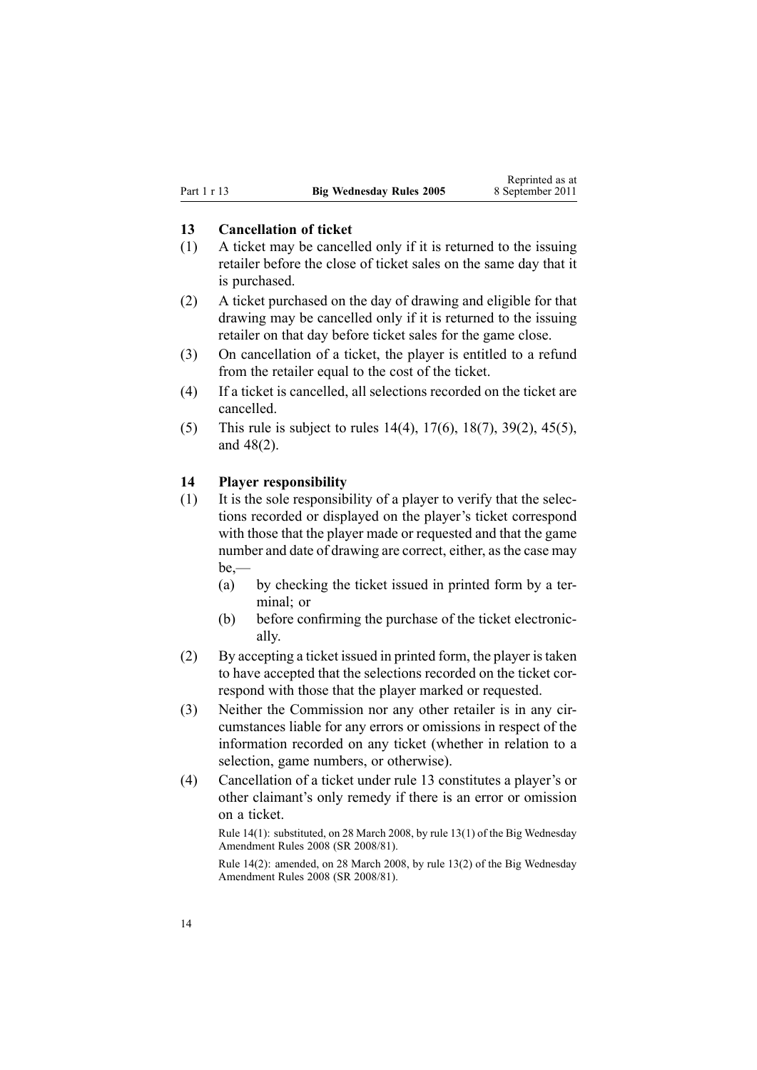## 13 Cancellation of ticket

(1) A ticket may be cancelled only if it is returned to the issuing retailer before the close of ticket sales on the same day that it is purchased.

(2) A ticket purchased on the day of drawing and eligible for that drawing may be cancelled only if it is returned to the issuing retailer on that day before ticket sales for the game close.

(3) On cancellation of a ticket, the player is entitled to a refund from the retailer equal to the cost of the ticket.

(4) If a ticket is cancelled, all selections recorded on the ticket are cancelled.

(5) This rule is subject to rules 14(4), 17(6), 18(7), 39(2), 45(5), and 48(2).

## 14 Player responsibility

(1) It is the sole responsibility of a player to verify that the selections recorded or displayed on the player's ticket correspond with those that the player made or requested and that the game number and date of drawing are correct, either, as the case may be,—

(a) by checking the ticket issued in printed form by a terminal; or

(b) before confirming the purchase of the ticket electronically.

(2) By accepting a ticket issued in printed form, the player is taken to have accepted that the selections recorded on the ticket correspond with those that the player marked or requested.

(3) Neither the Commission nor any other retailer is in any circumstances liable for any errors or omissions in respect of the information recorded on any ticket (whether in relation to a selection, game numbers, or otherwise).

(4) Cancellation of a ticket under rule 13 constitutes a player's or other claimant's only remedy if there is an error or omission on a ticket.

Rule 14(1): substituted, on 28 March 2008, by rule 13(1) of the Big Wednesday Amendment Rules 2008 (SR 2008/81).

Rule 14(2): amended, on 28 March 2008, by rule 13(2) of the Big Wednesday Amendment Rules 2008 (SR 2008/81).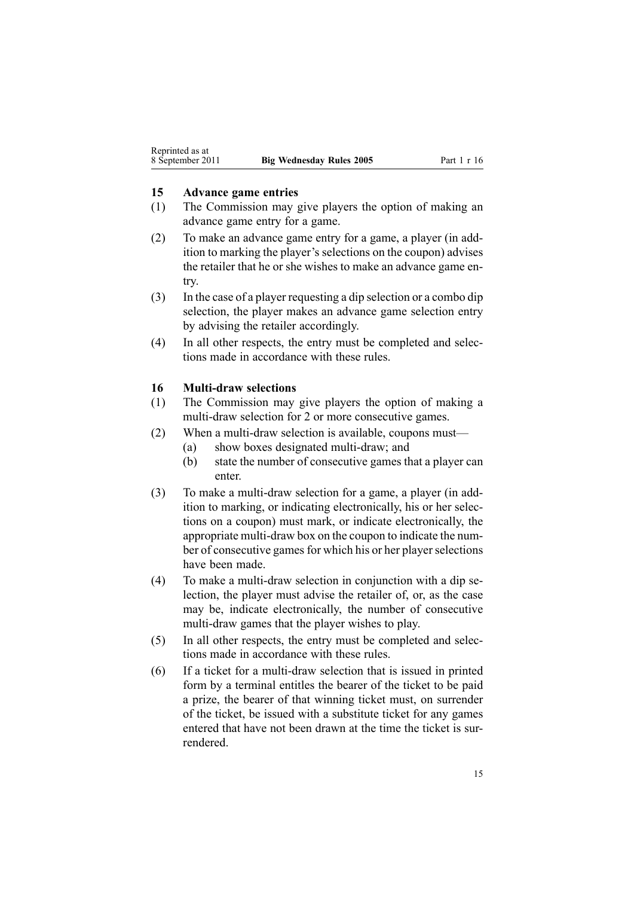## 15 Advance game entries

(1) The Commission may give players the option of making an advance game entry for a game.

(2) To make an advance game entry for a game, a player (in addition to marking the player's selections on the coupon) advises the retailer that he or she wishes to make an advance game entry.

(3) In the case of a player requesting a dip selection or a combo dip selection, the player makes an advance game selection entry by advising the retailer accordingly.

(4) In all other respects, the entry must be completed and selections made in accordance with these rules.

## 16 Multi-draw selections

(1) The Commission may give players the option of making a multi-draw selection for 2 or more consecutive games.

(2) When a multi-draw selection is available, coupons must—

(a) show boxes designated multi-draw; and

(b) state the number of consecutive games that a player can enter.

(3) To make a multi-draw selection for a game, a player (in addition to marking, or indicating electronically, his or her selections on a coupon) must mark, or indicate electronically, the appropriate multi-draw box on the coupon to indicate the number of consecutive games for which his or her player selections have been made.

(4) To make a multi-draw selection in conjunction with a dip selection, the player must advise the retailer of, or, as the case may be, indicate electronically, the number of consecutive multi-draw games that the player wishes to play.

(5) In all other respects, the entry must be completed and selections made in accordance with these rules.

(6) If a ticket for a multi-draw selection that is issued in printed form by a terminal entitles the bearer of the ticket to be paid a prize, the bearer of that winning ticket must, on surrender of the ticket, be issued with a substitute ticket for any games entered that have not been drawn at the time the ticket is surrendered.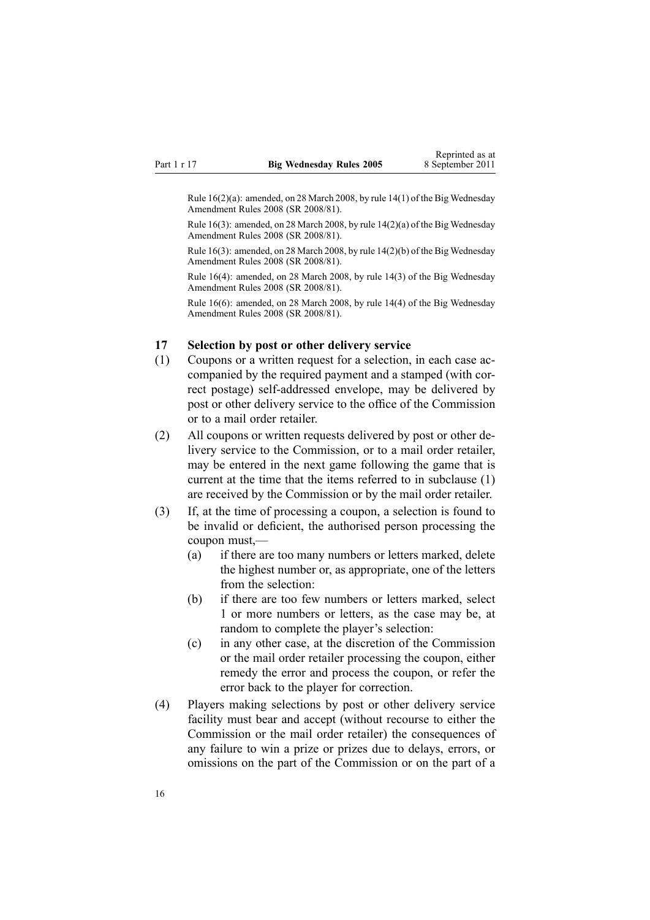Rule 16(2)(a): amended, on 28 March 2008, by rule 14(1) of the Big Wednesday Amendment Rules 2008 (SR 2008/81).

Rule 16(3): amended, on 28 March 2008, by rule 14(2)(a) of the Big Wednesday Amendment Rules 2008 (SR 2008/81).

Rule 16(3): amended, on 28 March 2008, by rule 14(2)(b) of the Big Wednesday Amendment Rules 2008 (SR 2008/81).

Rule 16(4): amended, on 28 March 2008, by rule 14(3) of the Big Wednesday Amendment Rules 2008 (SR 2008/81).

Rule 16(6): amended, on 28 March 2008, by rule 14(4) of the Big Wednesday Amendment Rules 2008 (SR 2008/81).

## 17 Selection by post or other delivery service

(1) Coupons or a written request for a selection, in each case accompanied by the required payment and a stamped (with correct postage) self-addressed envelope, may be delivered by post or other delivery service to the office of the Commission or to a mail order retailer.

(2) All coupons or written requests delivered by post or other delivery service to the Commission, or to a mail order retailer, may be entered in the next game following the game that is current at the time that the items referred to in subclause (1) are received by the Commission or by the mail order retailer.

(3) If, at the time of processing a coupon, a selection is found to be invalid or deficient, the authorised person processing the coupon must,—

- (a) if there are too many numbers or letters marked, delete the highest number or, as appropriate, one of the letters from the selection:
- (b) if there are too few numbers or letters marked, select 1 or more numbers or letters, as the case may be, at random to complete the player's selection:
- (c) in any other case, at the discretion of the Commission or the mail order retailer processing the coupon, either remedy the error and process the coupon, or refer the error back to the player for correction.

(4) Players making selections by post or other delivery service facility must bear and accept (without recourse to either the Commission or the mail order retailer) the consequences of any failure to win a prize or prizes due to delays, errors, or omissions on the part of the Commission or on the part of a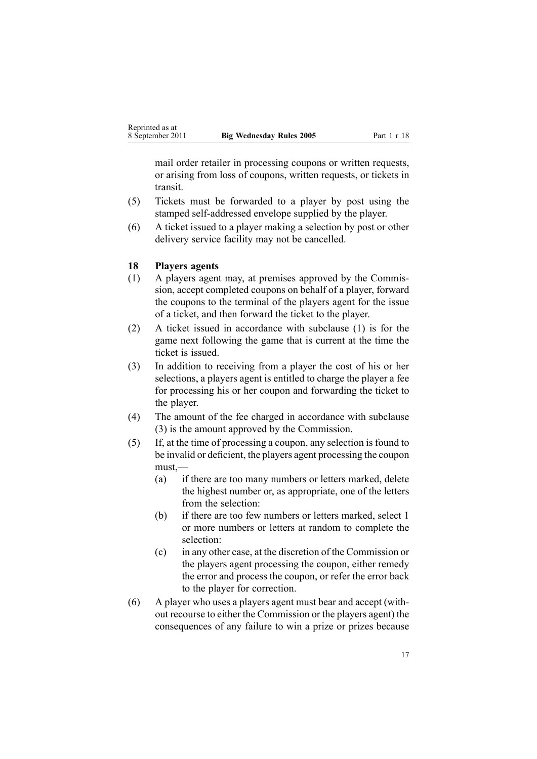mail order retailer in processing coupons or written requests, or arising from loss of coupons, written requests, or tickets in transit.

(5) Tickets must be forwarded to a player by post using the stamped self-addressed envelope supplied by the player.

(6) A ticket issued to a player making a selection by post or other delivery service facility may not be cancelled.

### 18 Players agents

(1) A players agent may, at premises approved by the Commission, accept completed coupons on behalf of a player, forward the coupons to the terminal of the players agent for the issue of a ticket, and then forward the ticket to the player.

(2) A ticket issued in accordance with subclause (1) is for the game next following the game that is current at the time the ticket is issued.

(3) In addition to receiving from a player the cost of his or her selections, a players agent is entitled to charge the player a fee for processing his or her coupon and forwarding the ticket to the player.

(4) The amount of the fee charged in accordance with subclause (3) is the amount approved by the Commission.

(5) If, at the time of processing a coupon, any selection is found to be invalid or deficient, the players agent processing the coupon must,—

- (a) if there are too many numbers or letters marked, delete the highest number or, as appropriate, one of the letters from the selection:
- (b) if there are too few numbers or letters marked, select 1 or more numbers or letters at random to complete the selection:
- (c) in any other case, at the discretion of the Commission or the players agent processing the coupon, either remedy the error and process the coupon, or refer the error back to the player for correction.

(6) A player who uses a players agent must bear and accept (without recourse to either the Commission or the players agent) the consequences of any failure to win a prize or prizes because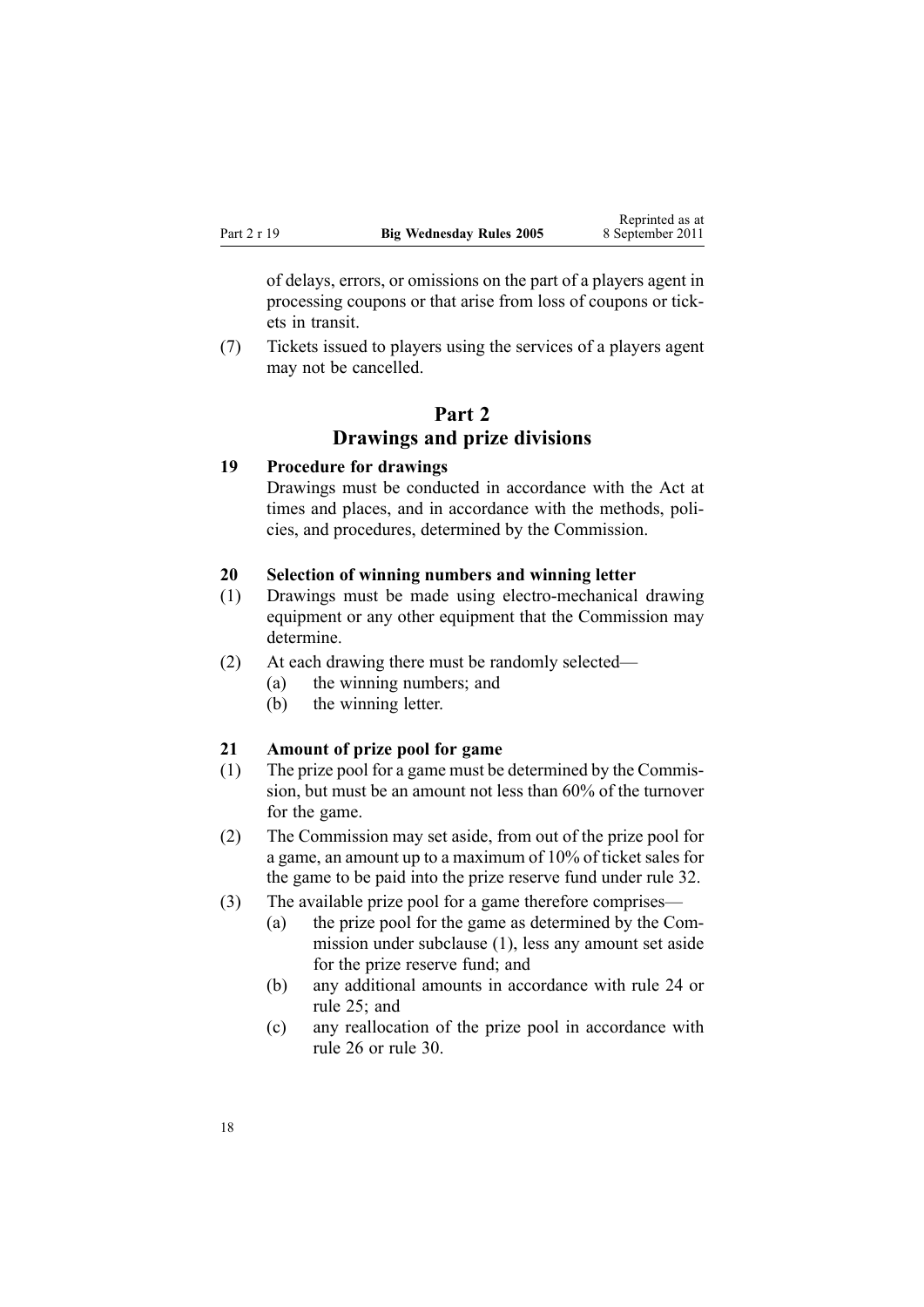of delays, errors, or omissions on the part of a players agent in processing coupons or that arise from loss of coupons or tickets in transit.

(7) Tickets issued to players using the services of a players agent may not be cancelled.

## Part 2
## Drawings and prize divisions

### 19 Procedure for drawings

Drawings must be conducted in accordance with the Act at times and places, and in accordance with the methods, policies, and procedures, determined by the Commission.

### 20 Selection of winning numbers and winning letter

(1) Drawings must be made using electro-mechanical drawing equipment or any other equipment that the Commission may determine.

(2) At each drawing there must be randomly selected—

- (a) the winning numbers; and
- (b) the winning letter.

### 21 Amount of prize pool for game

(1) The prize pool for a game must be determined by the Commission, but must be an amount not less than 60% of the turnover for the game.

(2) The Commission may set aside, from out of the prize pool for a game, an amount up to a maximum of 10% of ticket sales for the game to be paid into the prize reserve fund under rule 32.

(3) The available prize pool for a game therefore comprises—

- (a) the prize pool for the game as determined by the Commission under subclause (1), less any amount set aside for the prize reserve fund; and
- (b) any additional amounts in accordance with rule 24 or rule 25; and
- (c) any reallocation of the prize pool in accordance with rule 26 or rule 30.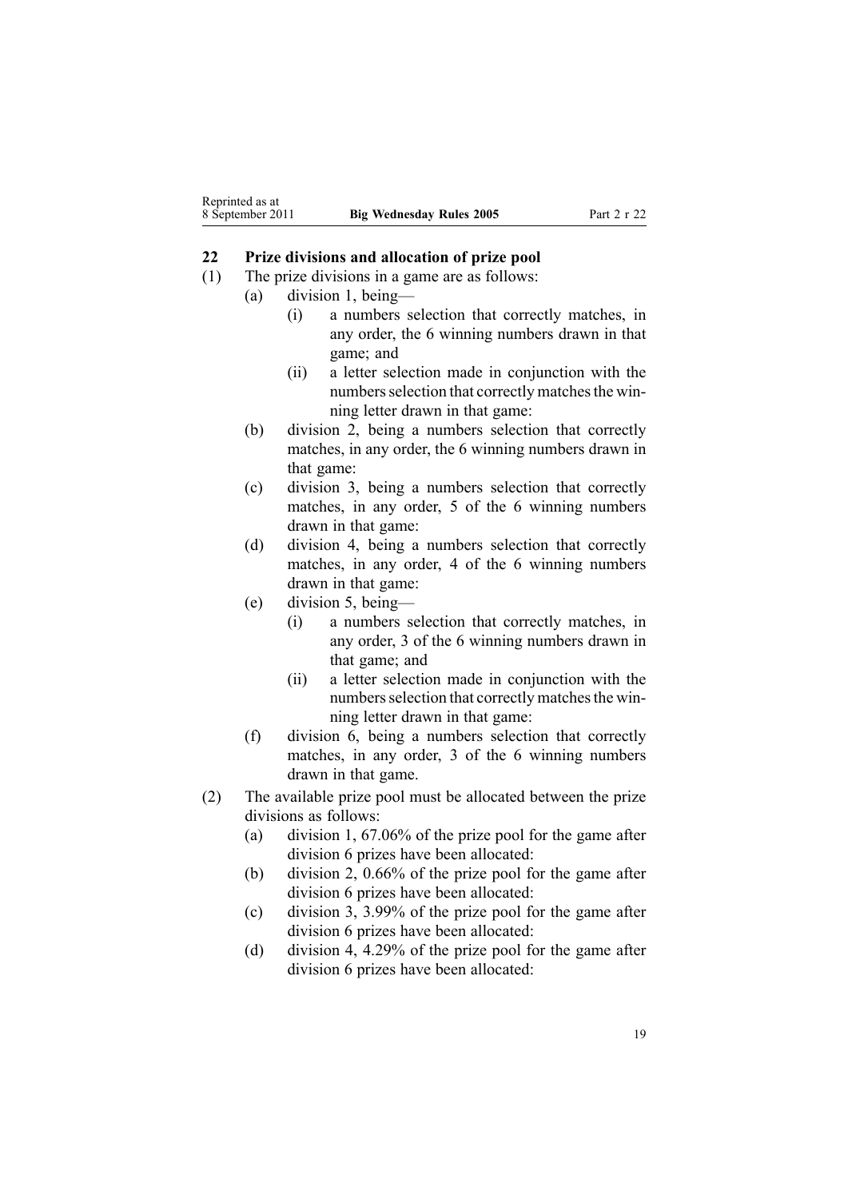## 22 Prize divisions and allocation of prize pool

(1) The prize divisions in a game are as follows:

- (a) division 1, being—
  - (i) a numbers selection that correctly matches, in any order, the 6 winning numbers drawn in that game; and
  - (ii) a letter selection made in conjunction with the numbers selection that correctly matches the winning letter drawn in that game:
- (b) division 2, being a numbers selection that correctly matches, in any order, the 6 winning numbers drawn in that game:
- (c) division 3, being a numbers selection that correctly matches, in any order, 5 of the 6 winning numbers drawn in that game:
- (d) division 4, being a numbers selection that correctly matches, in any order, 4 of the 6 winning numbers drawn in that game:
- (e) division 5, being—
  - (i) a numbers selection that correctly matches, in any order, 3 of the 6 winning numbers drawn in that game; and
  - (ii) a letter selection made in conjunction with the numbers selection that correctly matches the winning letter drawn in that game:
- (f) division 6, being a numbers selection that correctly matches, in any order, 3 of the 6 winning numbers drawn in that game.

(2) The available prize pool must be allocated between the prize divisions as follows:

- (a) division 1, 67.06% of the prize pool for the game after division 6 prizes have been allocated:
- (b) division 2, 0.66% of the prize pool for the game after division 6 prizes have been allocated:
- (c) division 3, 3.99% of the prize pool for the game after division 6 prizes have been allocated:
- (d) division 4, 4.29% of the prize pool for the game after division 6 prizes have been allocated: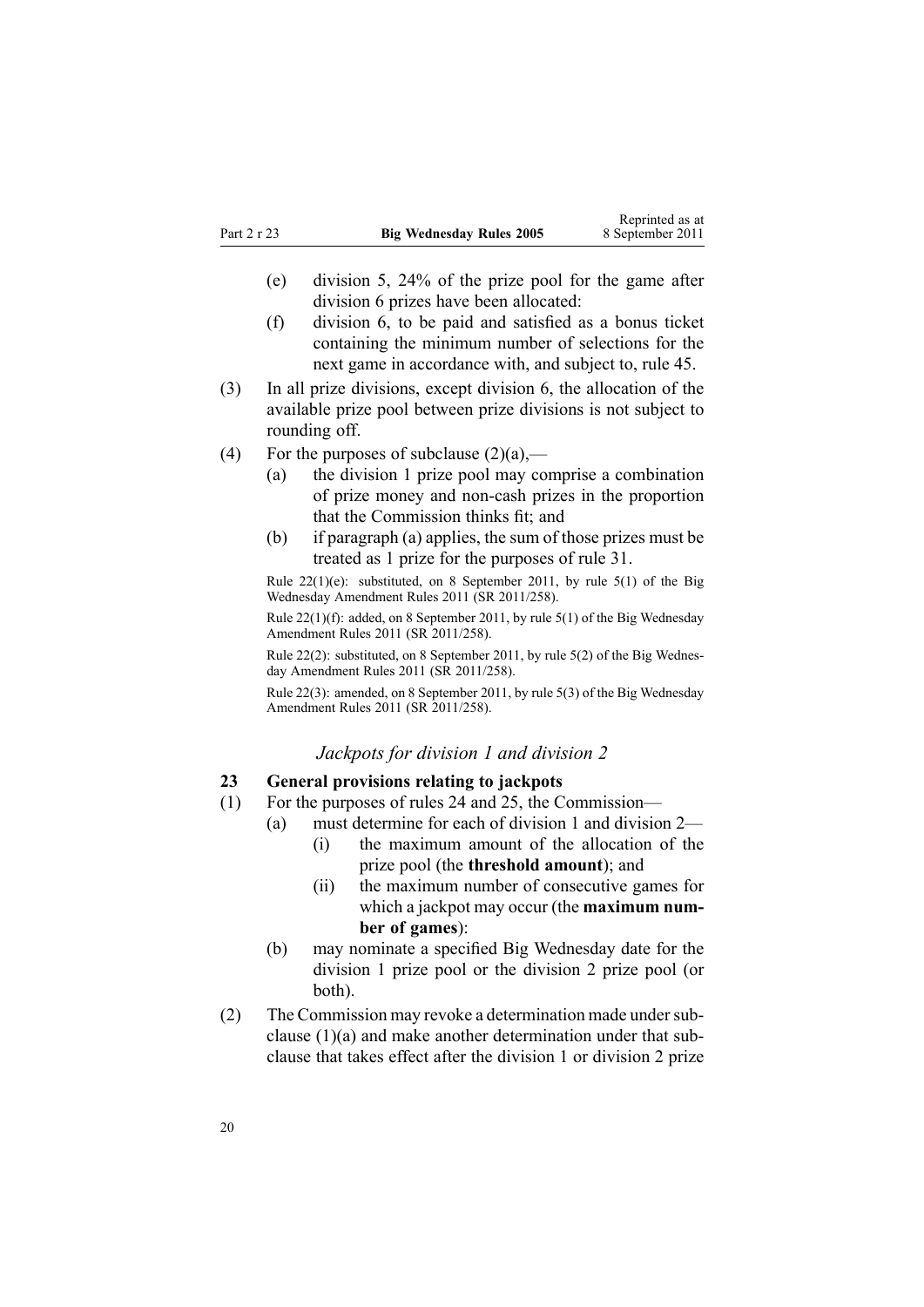(e) division 5, 24% of the prize pool for the game after division 6 prizes have been allocated:

(f) division 6, to be paid and satisfied as a bonus ticket containing the minimum number of selections for the next game in accordance with, and subject to, rule 45.

(3) In all prize divisions, except division 6, the allocation of the available prize pool between prize divisions is not subject to rounding off.

(4) For the purposes of subclause (2)(a),—

(a) the division 1 prize pool may comprise a combination of prize money and non-cash prizes in the proportion that the Commission thinks fit; and

(b) if paragraph (a) applies, the sum of those prizes must be treated as 1 prize for the purposes of rule 31.

Rule 22(1)(e): substituted, on 8 September 2011, by rule 5(1) of the Big Wednesday Amendment Rules 2011 (SR 2011/258).

Rule 22(1)(f): added, on 8 September 2011, by rule 5(1) of the Big Wednesday Amendment Rules 2011 (SR 2011/258).

Rule 22(2): substituted, on 8 September 2011, by rule 5(2) of the Big Wednesday Amendment Rules 2011 (SR 2011/258).

Rule 22(3): amended, on 8 September 2011, by rule 5(3) of the Big Wednesday Amendment Rules 2011 (SR 2011/258).

### *Jackpots for division 1 and division 2*

### 23 General provisions relating to jackpots

(1) For the purposes of rules 24 and 25, the Commission—

(a) must determine for each of division 1 and division 2—

(i) the maximum amount of the allocation of the prize pool (the **threshold amount**); and

(ii) the maximum number of consecutive games for which a jackpot may occur (the **maximum number of games**):

(b) may nominate a specified Big Wednesday date for the division 1 prize pool or the division 2 prize pool (or both).

(2) The Commission may revoke a determination made under subclause (1)(a) and make another determination under that subclause that takes effect after the division 1 or division 2 prize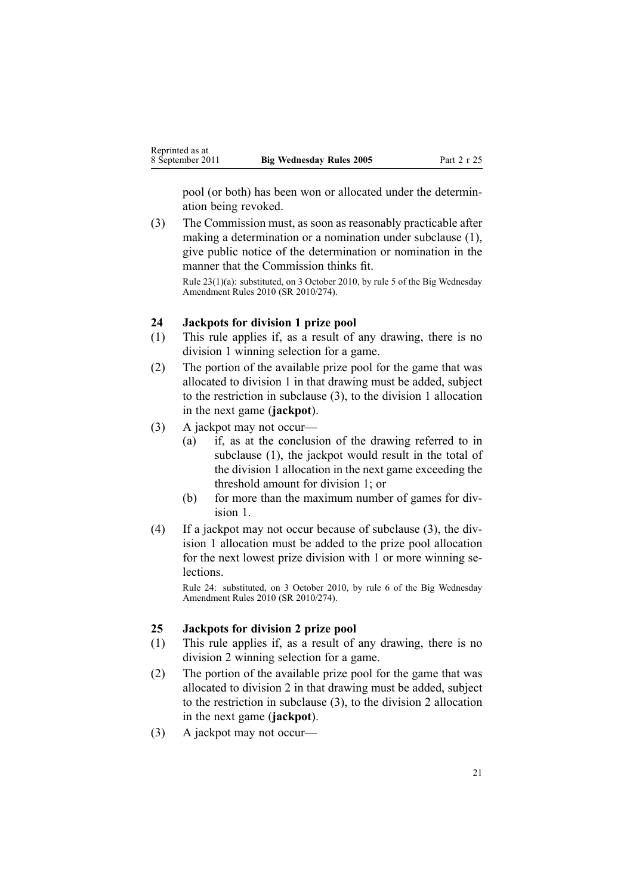pool (or both) has been won or allocated under the determination being revoked.

(3) The Commission must, as soon as reasonably practicable after making a determination or a nomination under subclause (1), give public notice of the determination or nomination in the manner that the Commission thinks fit.

Rule 23(1)(a): substituted, on 3 October 2010, by rule 5 of the Big Wednesday Amendment Rules 2010 (SR 2010/274).

### 24 Jackpots for division 1 prize pool

(1) This rule applies if, as a result of any drawing, there is no division 1 winning selection for a game.

(2) The portion of the available prize pool for the game that was allocated to division 1 in that drawing must be added, subject to the restriction in subclause (3), to the division 1 allocation in the next game (**jackpot**).

(3) A jackpot may not occur—

  (a) if, as at the conclusion of the drawing referred to in subclause (1), the jackpot would result in the total of the division 1 allocation in the next game exceeding the threshold amount for division 1; or

  (b) for more than the maximum number of games for division 1.

(4) If a jackpot may not occur because of subclause (3), the division 1 allocation must be added to the prize pool allocation for the next lowest prize division with 1 or more winning selections.

Rule 24: substituted, on 3 October 2010, by rule 6 of the Big Wednesday Amendment Rules 2010 (SR 2010/274).

### 25 Jackpots for division 2 prize pool

(1) This rule applies if, as a result of any drawing, there is no division 2 winning selection for a game.

(2) The portion of the available prize pool for the game that was allocated to division 2 in that drawing must be added, subject to the restriction in subclause (3), to the division 2 allocation in the next game (**jackpot**).

(3) A jackpot may not occur—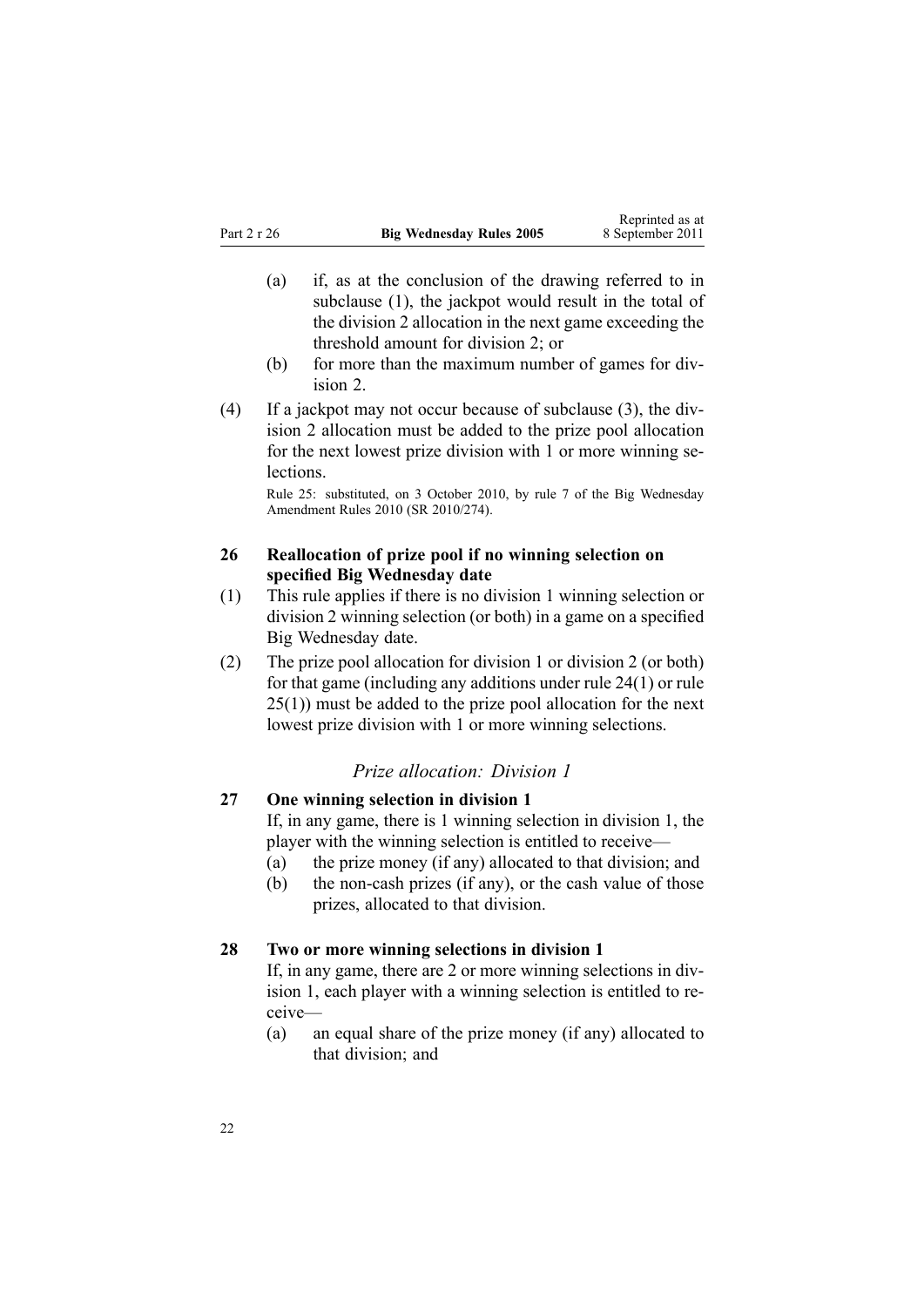(a) if, as at the conclusion of the drawing referred to in subclause (1), the jackpot would result in the total of the division 2 allocation in the next game exceeding the threshold amount for division 2; or

(b) for more than the maximum number of games for division 2.

(4) If a jackpot may not occur because of subclause (3), the division 2 allocation must be added to the prize pool allocation for the next lowest prize division with 1 or more winning selections.

Rule 25: substituted, on 3 October 2010, by rule 7 of the Big Wednesday Amendment Rules 2010 (SR 2010/274).

### 26 Reallocation of prize pool if no winning selection on specified Big Wednesday date

(1) This rule applies if there is no division 1 winning selection or division 2 winning selection (or both) in a game on a specified Big Wednesday date.

(2) The prize pool allocation for division 1 or division 2 (or both) for that game (including any additions under rule 24(1) or rule 25(1)) must be added to the prize pool allocation for the next lowest prize division with 1 or more winning selections.

*Prize allocation: Division 1*

### 27 One winning selection in division 1

If, in any game, there is 1 winning selection in division 1, the player with the winning selection is entitled to receive—

(a) the prize money (if any) allocated to that division; and

(b) the non-cash prizes (if any), or the cash value of those prizes, allocated to that division.

### 28 Two or more winning selections in division 1

If, in any game, there are 2 or more winning selections in division 1, each player with a winning selection is entitled to receive—

(a) an equal share of the prize money (if any) allocated to that division; and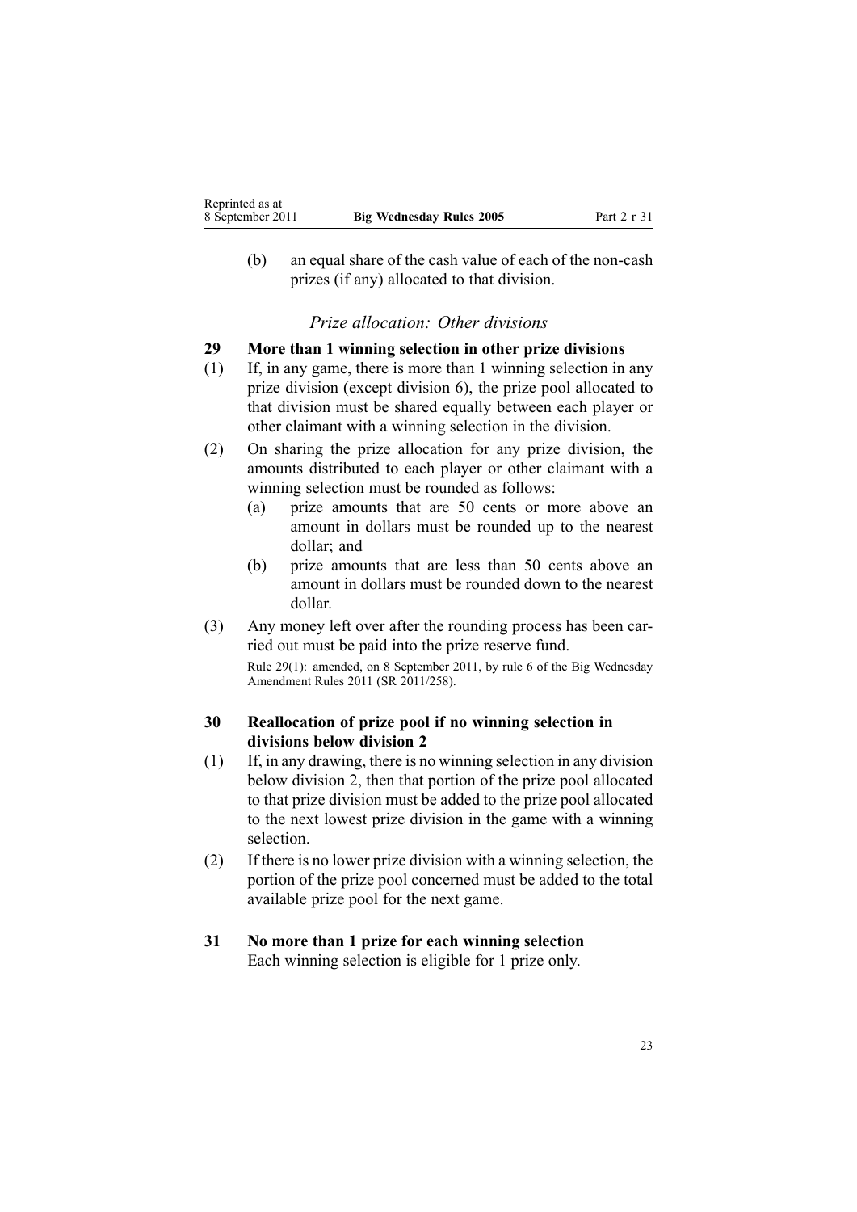(b) an equal share of the cash value of each of the non-cash prizes (if any) allocated to that division.

*Prize allocation: Other divisions*

**29 More than 1 winning selection in other prize divisions**

(1) If, in any game, there is more than 1 winning selection in any prize division (except division 6), the prize pool allocated to that division must be shared equally between each player or other claimant with a winning selection in the division.

(2) On sharing the prize allocation for any prize division, the amounts distributed to each player or other claimant with a winning selection must be rounded as follows:

(a) prize amounts that are 50 cents or more above an amount in dollars must be rounded up to the nearest dollar; and

(b) prize amounts that are less than 50 cents above an amount in dollars must be rounded down to the nearest dollar.

(3) Any money left over after the rounding process has been carried out must be paid into the prize reserve fund.

Rule 29(1): amended, on 8 September 2011, by rule 6 of the Big Wednesday Amendment Rules 2011 (SR 2011/258).

**30 Reallocation of prize pool if no winning selection in divisions below division 2**

(1) If, in any drawing, there is no winning selection in any division below division 2, then that portion of the prize pool allocated to that prize division must be added to the prize pool allocated to the next lowest prize division in the game with a winning selection.

(2) If there is no lower prize division with a winning selection, the portion of the prize pool concerned must be added to the total available prize pool for the next game.

**31 No more than 1 prize for each winning selection**

Each winning selection is eligible for 1 prize only.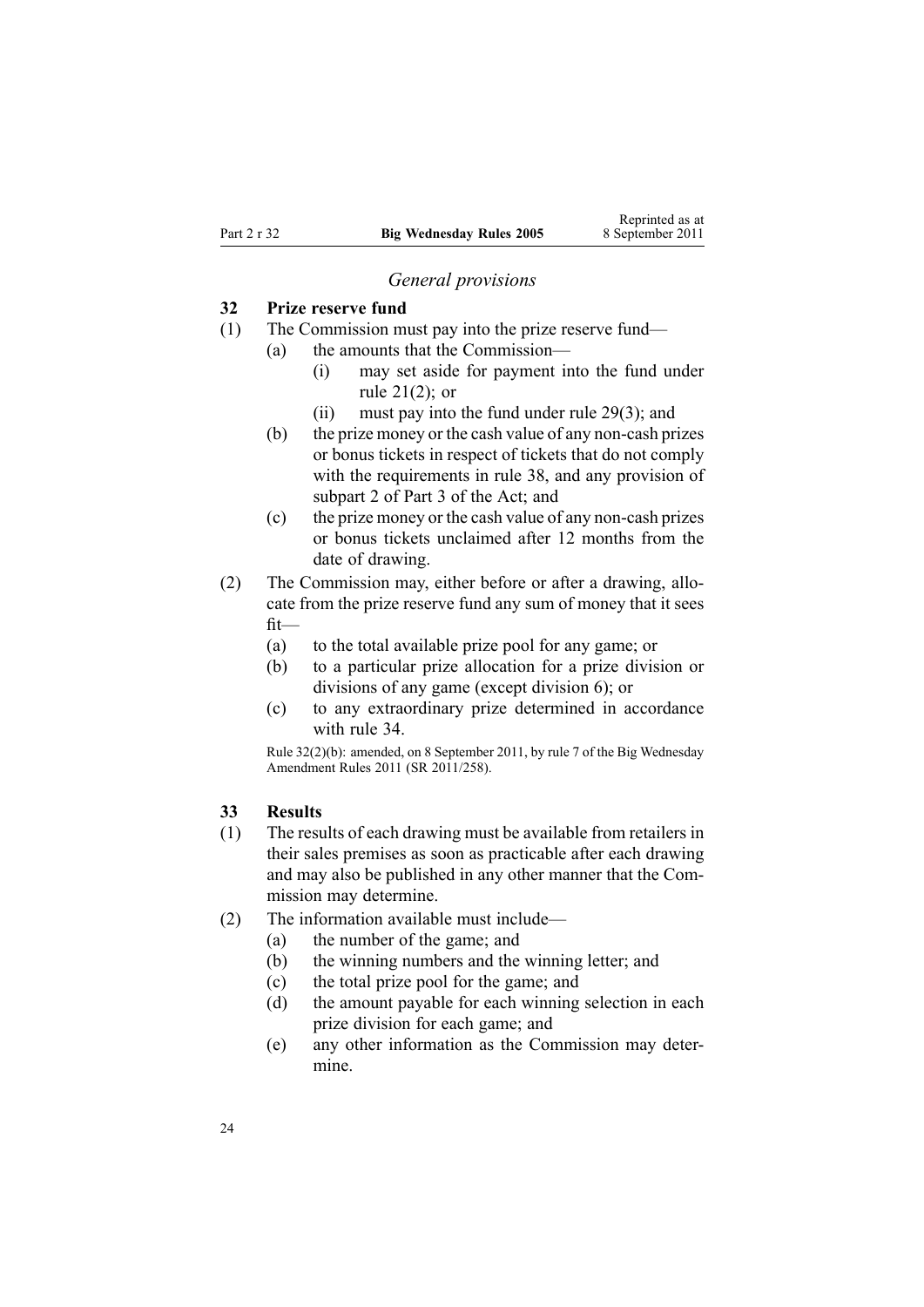*General provisions*

### 32 Prize reserve fund

(1) The Commission must pay into the prize reserve fund—

   (a) the amounts that the Commission—

      (i) may set aside for payment into the fund under rule 21(2); or

      (ii) must pay into the fund under rule 29(3); and

   (b) the prize money or the cash value of any non-cash prizes or bonus tickets in respect of tickets that do not comply with the requirements in rule 38, and any provision of subpart 2 of Part 3 of the Act; and

   (c) the prize money or the cash value of any non-cash prizes or bonus tickets unclaimed after 12 months from the date of drawing.

(2) The Commission may, either before or after a drawing, allocate from the prize reserve fund any sum of money that it sees fit—

   (a) to the total available prize pool for any game; or

   (b) to a particular prize allocation for a prize division or divisions of any game (except division 6); or

   (c) to any extraordinary prize determined in accordance with rule 34.

Rule 32(2)(b): amended, on 8 September 2011, by rule 7 of the Big Wednesday Amendment Rules 2011 (SR 2011/258).

### 33 Results

(1) The results of each drawing must be available from retailers in their sales premises as soon as practicable after each drawing and may also be published in any other manner that the Commission may determine.

(2) The information available must include—

   (a) the number of the game; and

   (b) the winning numbers and the winning letter; and

   (c) the total prize pool for the game; and

   (d) the amount payable for each winning selection in each prize division for each game; and

   (e) any other information as the Commission may determine.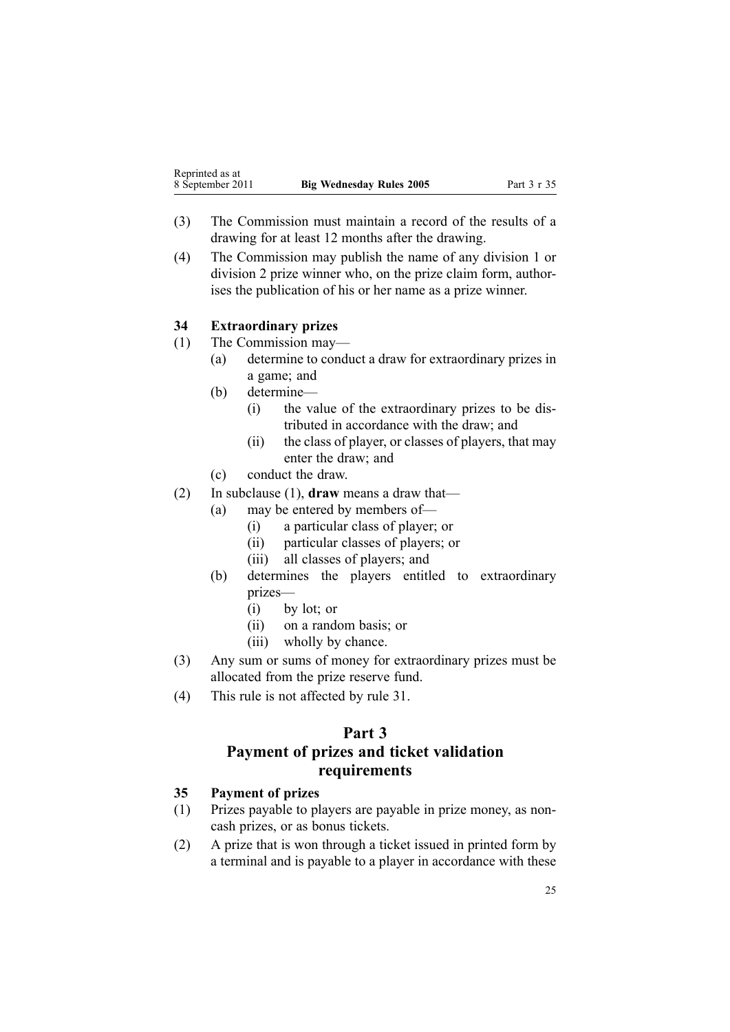(3) The Commission must maintain a record of the results of a drawing for at least 12 months after the drawing.

(4) The Commission may publish the name of any division 1 or division 2 prize winner who, on the prize claim form, authorises the publication of his or her name as a prize winner.

### 34 Extraordinary prizes

(1) The Commission may—
  - (a) determine to conduct a draw for extraordinary prizes in a game; and
  - (b) determine—
    - (i) the value of the extraordinary prizes to be distributed in accordance with the draw; and
    - (ii) the class of player, or classes of players, that may enter the draw; and
  - (c) conduct the draw.

(2) In subclause (1), **draw** means a draw that—
  - (a) may be entered by members of—
    - (i) a particular class of player; or
    - (ii) particular classes of players; or
    - (iii) all classes of players; and
  - (b) determines the players entitled to extraordinary prizes—
    - (i) by lot; or
    - (ii) on a random basis; or
    - (iii) wholly by chance.

(3) Any sum or sums of money for extraordinary prizes must be allocated from the prize reserve fund.

(4) This rule is not affected by rule 31.

## Part 3
## Payment of prizes and ticket validation requirements

### 35 Payment of prizes

(1) Prizes payable to players are payable in prize money, as non-cash prizes, or as bonus tickets.

(2) A prize that is won through a ticket issued in printed form by a terminal and is payable to a player in accordance with these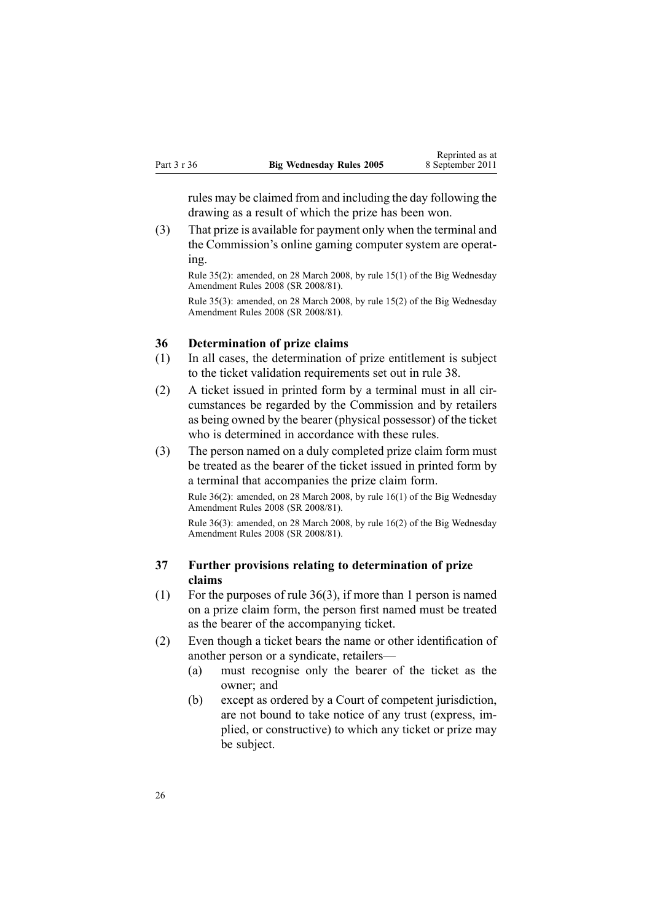rules may be claimed from and including the day following the drawing as a result of which the prize has been won.

(3) That prize is available for payment only when the terminal and the Commission's online gaming computer system are operating.

Rule 35(2): amended, on 28 March 2008, by rule 15(1) of the Big Wednesday Amendment Rules 2008 (SR 2008/81).

Rule 35(3): amended, on 28 March 2008, by rule 15(2) of the Big Wednesday Amendment Rules 2008 (SR 2008/81).

### 36 Determination of prize claims

(1) In all cases, the determination of prize entitlement is subject to the ticket validation requirements set out in rule 38.

(2) A ticket issued in printed form by a terminal must in all circumstances be regarded by the Commission and by retailers as being owned by the bearer (physical possessor) of the ticket who is determined in accordance with these rules.

(3) The person named on a duly completed prize claim form must be treated as the bearer of the ticket issued in printed form by a terminal that accompanies the prize claim form.

Rule 36(2): amended, on 28 March 2008, by rule 16(1) of the Big Wednesday Amendment Rules 2008 (SR 2008/81).

Rule 36(3): amended, on 28 March 2008, by rule 16(2) of the Big Wednesday Amendment Rules 2008 (SR 2008/81).

### 37 Further provisions relating to determination of prize claims

(1) For the purposes of rule 36(3), if more than 1 person is named on a prize claim form, the person first named must be treated as the bearer of the accompanying ticket.

(2) Even though a ticket bears the name or other identification of another person or a syndicate, retailers—

(a) must recognise only the bearer of the ticket as the owner; and

(b) except as ordered by a Court of competent jurisdiction, are not bound to take notice of any trust (express, implied, or constructive) to which any ticket or prize may be subject.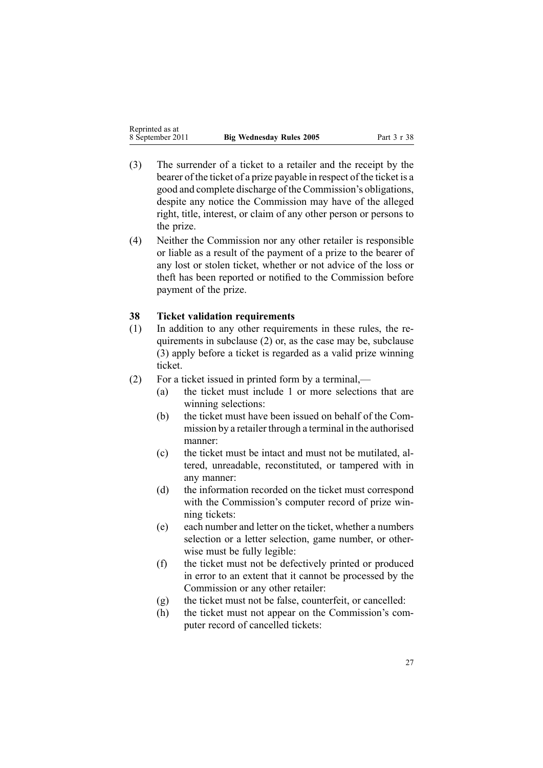(3) The surrender of a ticket to a retailer and the receipt by the bearer of the ticket of a prize payable in respect of the ticket is a good and complete discharge of the Commission's obligations, despite any notice the Commission may have of the alleged right, title, interest, or claim of any other person or persons to the prize.

(4) Neither the Commission nor any other retailer is responsible or liable as a result of the payment of a prize to the bearer of any lost or stolen ticket, whether or not advice of the loss or theft has been reported or notified to the Commission before payment of the prize.

### 38 Ticket validation requirements

(1) In addition to any other requirements in these rules, the requirements in subclause (2) or, as the case may be, subclause (3) apply before a ticket is regarded as a valid prize winning ticket.

(2) For a ticket issued in printed form by a terminal,—

- (a) the ticket must include 1 or more selections that are winning selections:
- (b) the ticket must have been issued on behalf of the Commission by a retailer through a terminal in the authorised manner:
- (c) the ticket must be intact and must not be mutilated, altered, unreadable, reconstituted, or tampered with in any manner:
- (d) the information recorded on the ticket must correspond with the Commission's computer record of prize winning tickets:
- (e) each number and letter on the ticket, whether a numbers selection or a letter selection, game number, or otherwise must be fully legible:
- (f) the ticket must not be defectively printed or produced in error to an extent that it cannot be processed by the Commission or any other retailer:
- (g) the ticket must not be false, counterfeit, or cancelled:
- (h) the ticket must not appear on the Commission's computer record of cancelled tickets: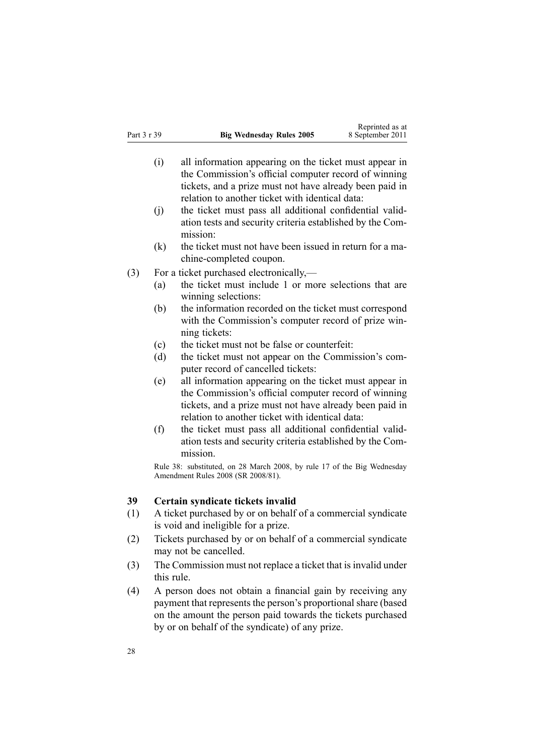(i) all information appearing on the ticket must appear in the Commission's official computer record of winning tickets, and a prize must not have already been paid in relation to another ticket with identical data:

(j) the ticket must pass all additional confidential validation tests and security criteria established by the Commission:

(k) the ticket must not have been issued in return for a machine-completed coupon.

(3) For a ticket purchased electronically,—

(a) the ticket must include 1 or more selections that are winning selections:

(b) the information recorded on the ticket must correspond with the Commission's computer record of prize winning tickets:

(c) the ticket must not be false or counterfeit:

(d) the ticket must not appear on the Commission's computer record of cancelled tickets:

(e) all information appearing on the ticket must appear in the Commission's official computer record of winning tickets, and a prize must not have already been paid in relation to another ticket with identical data:

(f) the ticket must pass all additional confidential validation tests and security criteria established by the Commission.

Rule 38: substituted, on 28 March 2008, by rule 17 of the Big Wednesday Amendment Rules 2008 (SR 2008/81).

### 39 Certain syndicate tickets invalid

(1) A ticket purchased by or on behalf of a commercial syndicate is void and ineligible for a prize.

(2) Tickets purchased by or on behalf of a commercial syndicate may not be cancelled.

(3) The Commission must not replace a ticket that is invalid under this rule.

(4) A person does not obtain a financial gain by receiving any payment that represents the person's proportional share (based on the amount the person paid towards the tickets purchased by or on behalf of the syndicate) of any prize.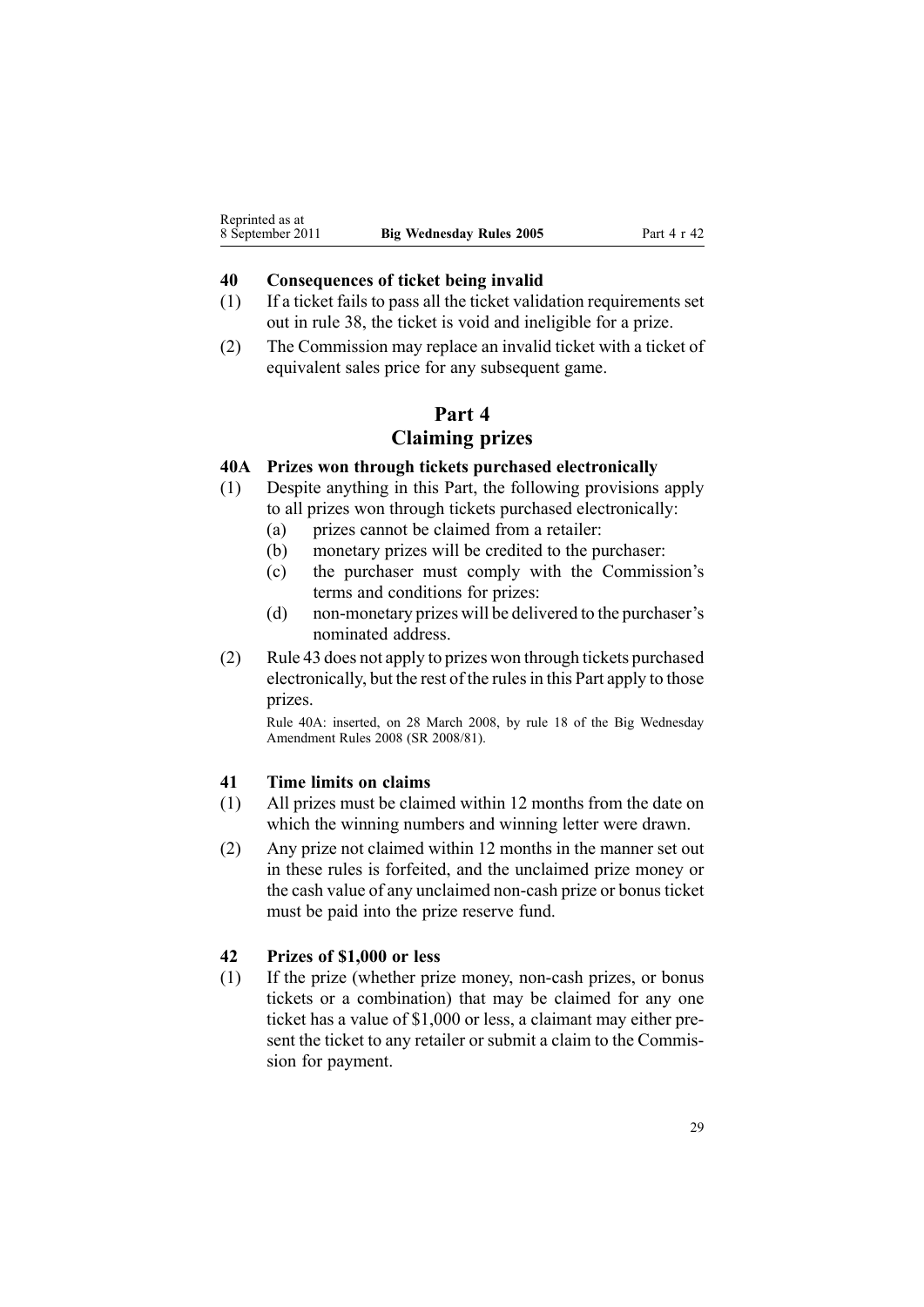## 40 Consequences of ticket being invalid

(1) If a ticket fails to pass all the ticket validation requirements set out in rule 38, the ticket is void and ineligible for a prize.

(2) The Commission may replace an invalid ticket with a ticket of equivalent sales price for any subsequent game.

# Part 4
# Claiming prizes

## 40A Prizes won through tickets purchased electronically

(1) Despite anything in this Part, the following provisions apply to all prizes won through tickets purchased electronically:

  (a) prizes cannot be claimed from a retailer:

  (b) monetary prizes will be credited to the purchaser:

  (c) the purchaser must comply with the Commission's terms and conditions for prizes:

  (d) non-monetary prizes will be delivered to the purchaser's nominated address.

(2) Rule 43 does not apply to prizes won through tickets purchased electronically, but the rest of the rules in this Part apply to those prizes.

Rule 40A: inserted, on 28 March 2008, by rule 18 of the Big Wednesday Amendment Rules 2008 (SR 2008/81).

## 41 Time limits on claims

(1) All prizes must be claimed within 12 months from the date on which the winning numbers and winning letter were drawn.

(2) Any prize not claimed within 12 months in the manner set out in these rules is forfeited, and the unclaimed prize money or the cash value of any unclaimed non-cash prize or bonus ticket must be paid into the prize reserve fund.

## 42 Prizes of $1,000 or less

(1) If the prize (whether prize money, non-cash prizes, or bonus tickets or a combination) that may be claimed for any one ticket has a value of $1,000 or less, a claimant may either present the ticket to any retailer or submit a claim to the Commission for payment.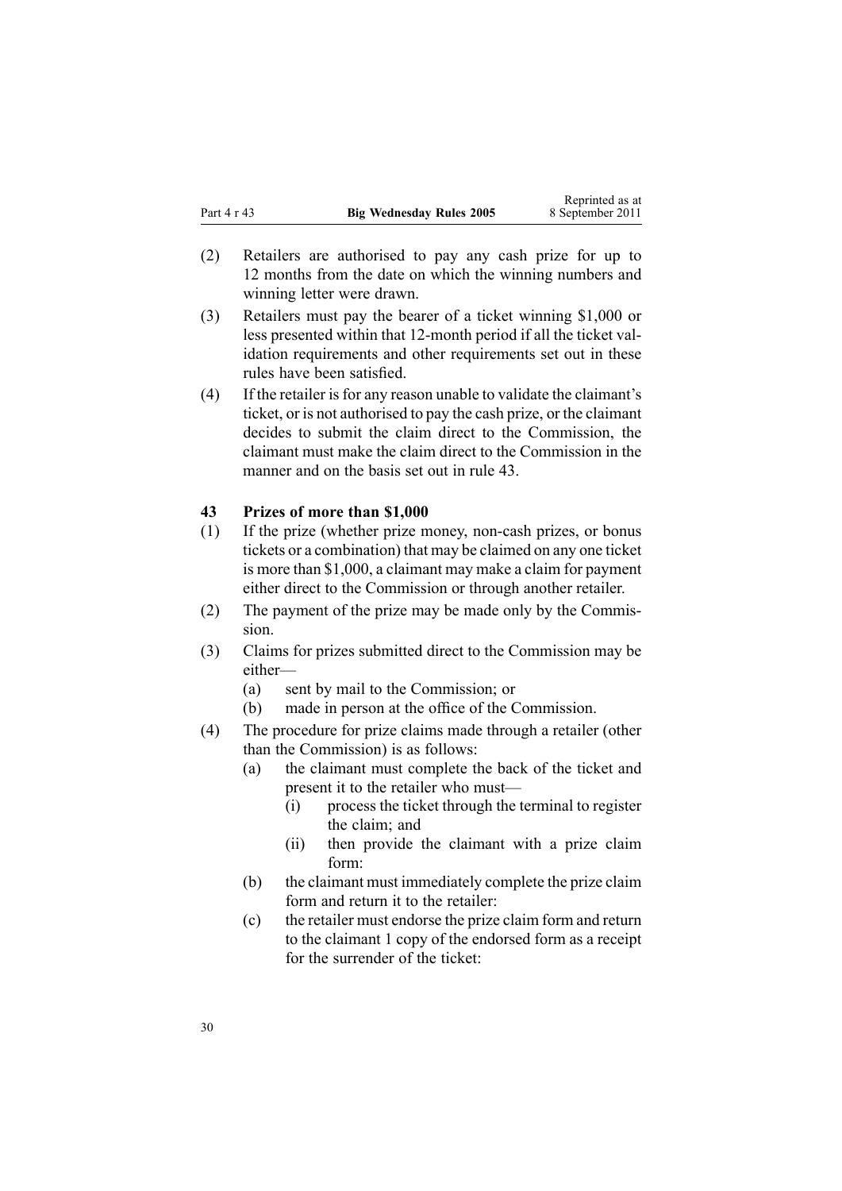(2) Retailers are authorised to pay any cash prize for up to 12 months from the date on which the winning numbers and winning letter were drawn.

(3) Retailers must pay the bearer of a ticket winning $1,000 or less presented within that 12-month period if all the ticket validation requirements and other requirements set out in these rules have been satisfied.

(4) If the retailer is for any reason unable to validate the claimant's ticket, or is not authorised to pay the cash prize, or the claimant decides to submit the claim direct to the Commission, the claimant must make the claim direct to the Commission in the manner and on the basis set out in rule 43.

### 43 Prizes of more than $1,000

(1) If the prize (whether prize money, non-cash prizes, or bonus tickets or a combination) that may be claimed on any one ticket is more than $1,000, a claimant may make a claim for payment either direct to the Commission or through another retailer.

(2) The payment of the prize may be made only by the Commission.

(3) Claims for prizes submitted direct to the Commission may be either—

- (a) sent by mail to the Commission; or
- (b) made in person at the office of the Commission.

(4) The procedure for prize claims made through a retailer (other than the Commission) is as follows:

- (a) the claimant must complete the back of the ticket and present it to the retailer who must—
  - (i) process the ticket through the terminal to register the claim; and
  - (ii) then provide the claimant with a prize claim form:
- (b) the claimant must immediately complete the prize claim form and return it to the retailer:
- (c) the retailer must endorse the prize claim form and return to the claimant 1 copy of the endorsed form as a receipt for the surrender of the ticket: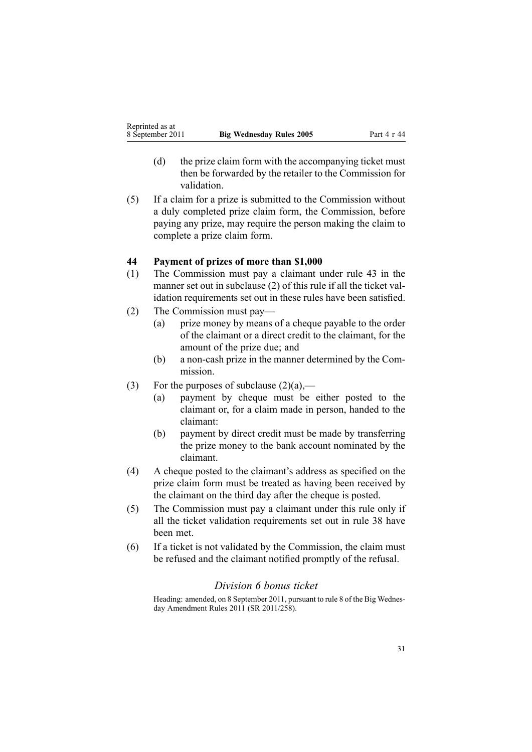(d) the prize claim form with the accompanying ticket must then be forwarded by the retailer to the Commission for validation.

(5) If a claim for a prize is submitted to the Commission without a duly completed prize claim form, the Commission, before paying any prize, may require the person making the claim to complete a prize claim form.

### 44 Payment of prizes of more than $1,000

(1) The Commission must pay a claimant under rule 43 in the manner set out in subclause (2) of this rule if all the ticket validation requirements set out in these rules have been satisfied.

(2) The Commission must pay—

(a) prize money by means of a cheque payable to the order of the claimant or a direct credit to the claimant, for the amount of the prize due; and

(b) a non-cash prize in the manner determined by the Commission.

(3) For the purposes of subclause (2)(a),—

(a) payment by cheque must be either posted to the claimant or, for a claim made in person, handed to the claimant:

(b) payment by direct credit must be made by transferring the prize money to the bank account nominated by the claimant.

(4) A cheque posted to the claimant's address as specified on the prize claim form must be treated as having been received by the claimant on the third day after the cheque is posted.

(5) The Commission must pay a claimant under this rule only if all the ticket validation requirements set out in rule 38 have been met.

(6) If a ticket is not validated by the Commission, the claim must be refused and the claimant notified promptly of the refusal.

## *Division 6 bonus ticket*

Heading: amended, on 8 September 2011, pursuant to rule 8 of the Big Wednesday Amendment Rules 2011 (SR 2011/258).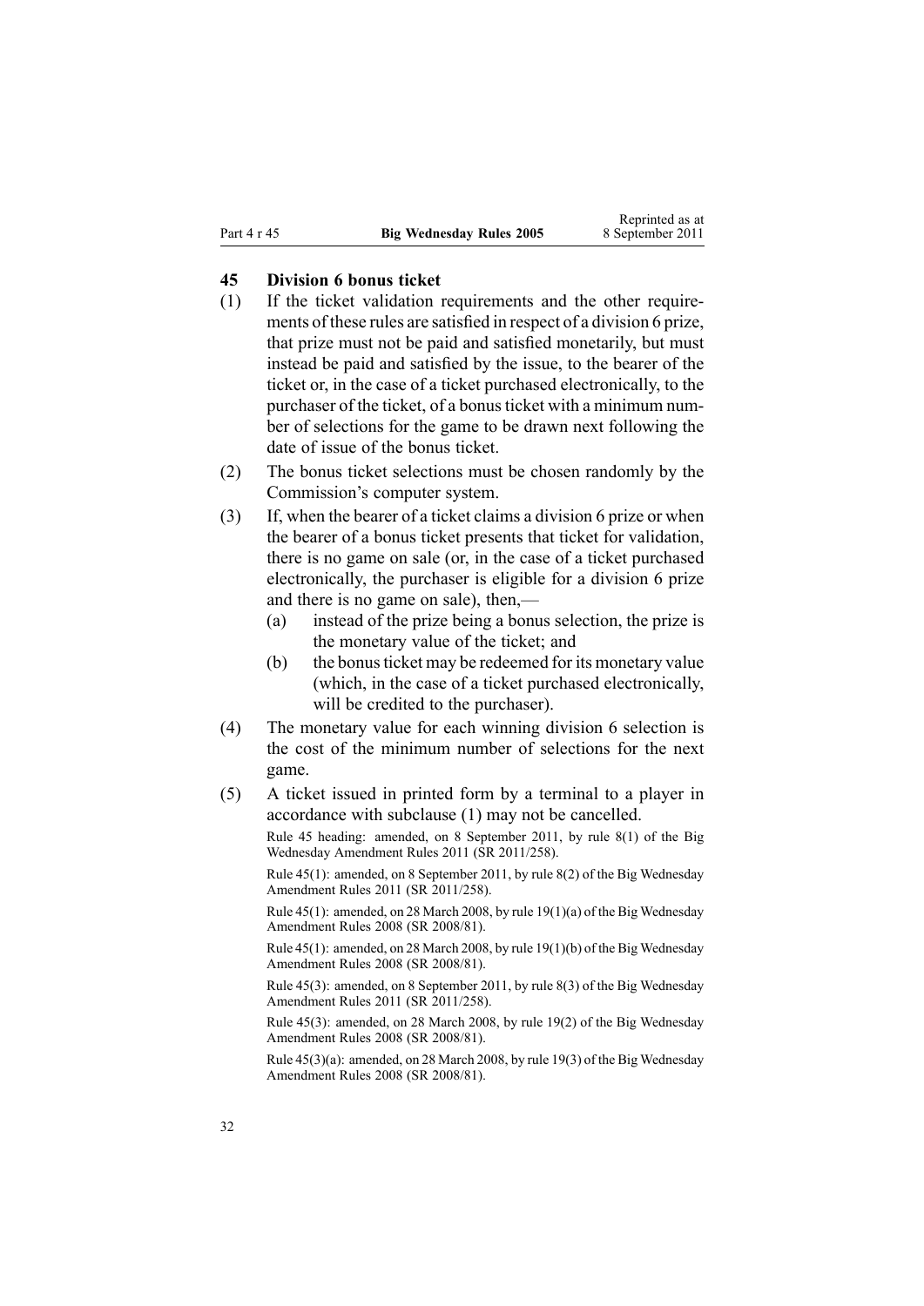## 45 Division 6 bonus ticket

(1) If the ticket validation requirements and the other requirements of these rules are satisfied in respect of a division 6 prize, that prize must not be paid and satisfied monetarily, but must instead be paid and satisfied by the issue, to the bearer of the ticket or, in the case of a ticket purchased electronically, to the purchaser of the ticket, of a bonus ticket with a minimum number of selections for the game to be drawn next following the date of issue of the bonus ticket.

(2) The bonus ticket selections must be chosen randomly by the Commission's computer system.

(3) If, when the bearer of a ticket claims a division 6 prize or when the bearer of a bonus ticket presents that ticket for validation, there is no game on sale (or, in the case of a ticket purchased electronically, the purchaser is eligible for a division 6 prize and there is no game on sale), then,—

- (a) instead of the prize being a bonus selection, the prize is the monetary value of the ticket; and
- (b) the bonus ticket may be redeemed for its monetary value (which, in the case of a ticket purchased electronically, will be credited to the purchaser).

(4) The monetary value for each winning division 6 selection is the cost of the minimum number of selections for the next game.

(5) A ticket issued in printed form by a terminal to a player in accordance with subclause (1) may not be cancelled.

Rule 45 heading: amended, on 8 September 2011, by rule 8(1) of the Big Wednesday Amendment Rules 2011 (SR 2011/258).

Rule 45(1): amended, on 8 September 2011, by rule 8(2) of the Big Wednesday Amendment Rules 2011 (SR 2011/258).

Rule 45(1): amended, on 28 March 2008, by rule 19(1)(a) of the Big Wednesday Amendment Rules 2008 (SR 2008/81).

Rule 45(1): amended, on 28 March 2008, by rule 19(1)(b) of the Big Wednesday Amendment Rules 2008 (SR 2008/81).

Rule 45(3): amended, on 8 September 2011, by rule 8(3) of the Big Wednesday Amendment Rules 2011 (SR 2011/258).

Rule 45(3): amended, on 28 March 2008, by rule 19(2) of the Big Wednesday Amendment Rules 2008 (SR 2008/81).

Rule 45(3)(a): amended, on 28 March 2008, by rule 19(3) of the Big Wednesday Amendment Rules 2008 (SR 2008/81).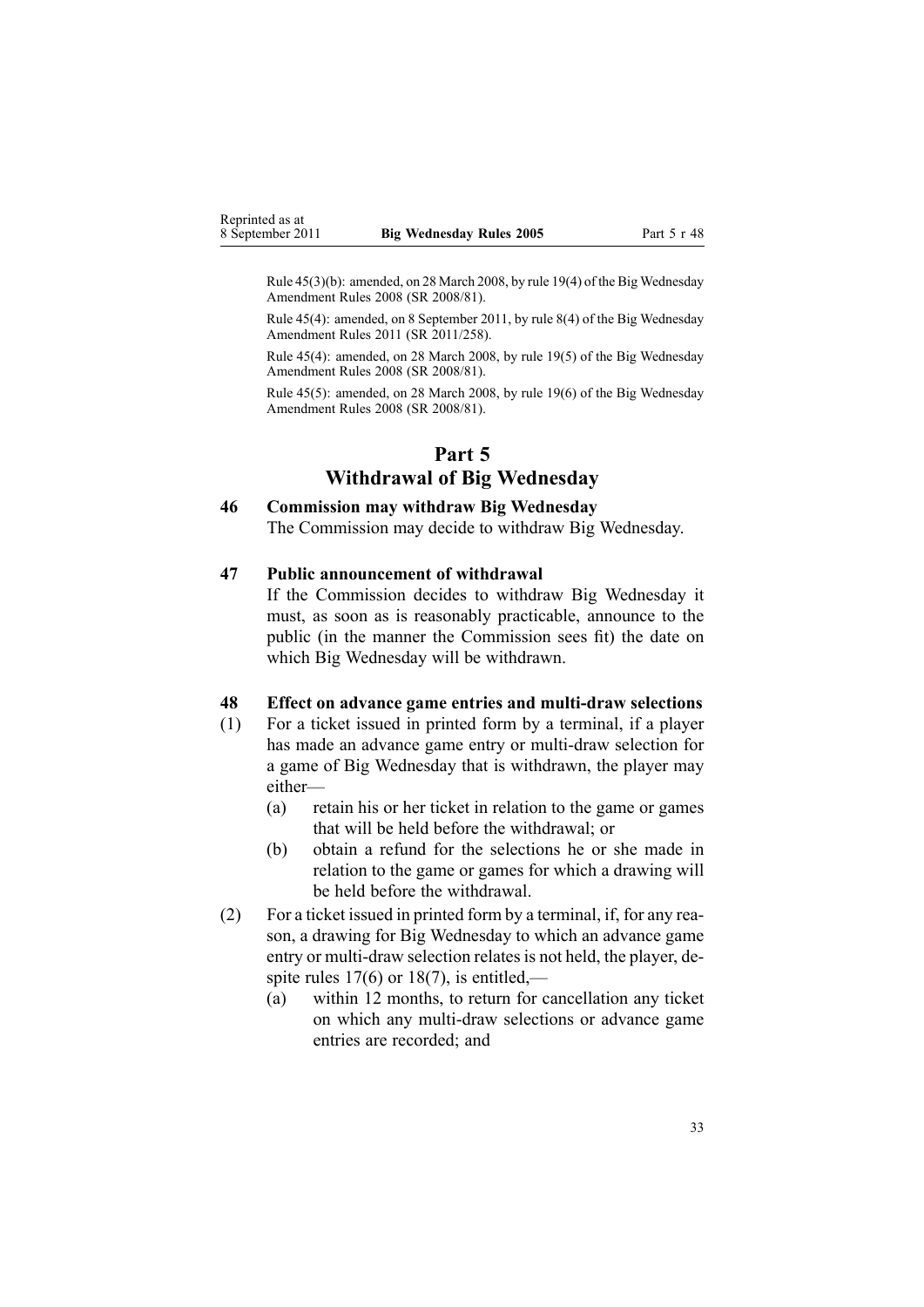Rule 45(3)(b): amended, on 28 March 2008, by rule 19(4) of the Big Wednesday Amendment Rules 2008 (SR 2008/81).

Rule 45(4): amended, on 8 September 2011, by rule 8(4) of the Big Wednesday Amendment Rules 2011 (SR 2011/258).

Rule 45(4): amended, on 28 March 2008, by rule 19(5) of the Big Wednesday Amendment Rules 2008 (SR 2008/81).

Rule 45(5): amended, on 28 March 2008, by rule 19(6) of the Big Wednesday Amendment Rules 2008 (SR 2008/81).

# Part 5
# Withdrawal of Big Wednesday

### 46 Commission may withdraw Big Wednesday

The Commission may decide to withdraw Big Wednesday.

### 47 Public announcement of withdrawal

If the Commission decides to withdraw Big Wednesday it must, as soon as is reasonably practicable, announce to the public (in the manner the Commission sees fit) the date on which Big Wednesday will be withdrawn.

### 48 Effect on advance game entries and multi-draw selections

(1) For a ticket issued in printed form by a terminal, if a player has made an advance game entry or multi-draw selection for a game of Big Wednesday that is withdrawn, the player may either—

- (a) retain his or her ticket in relation to the game or games that will be held before the withdrawal; or
- (b) obtain a refund for the selections he or she made in relation to the game or games for which a drawing will be held before the withdrawal.

(2) For a ticket issued in printed form by a terminal, if, for any reason, a drawing for Big Wednesday to which an advance game entry or multi-draw selection relates is not held, the player, despite rules 17(6) or 18(7), is entitled,—

- (a) within 12 months, to return for cancellation any ticket on which any multi-draw selections or advance game entries are recorded; and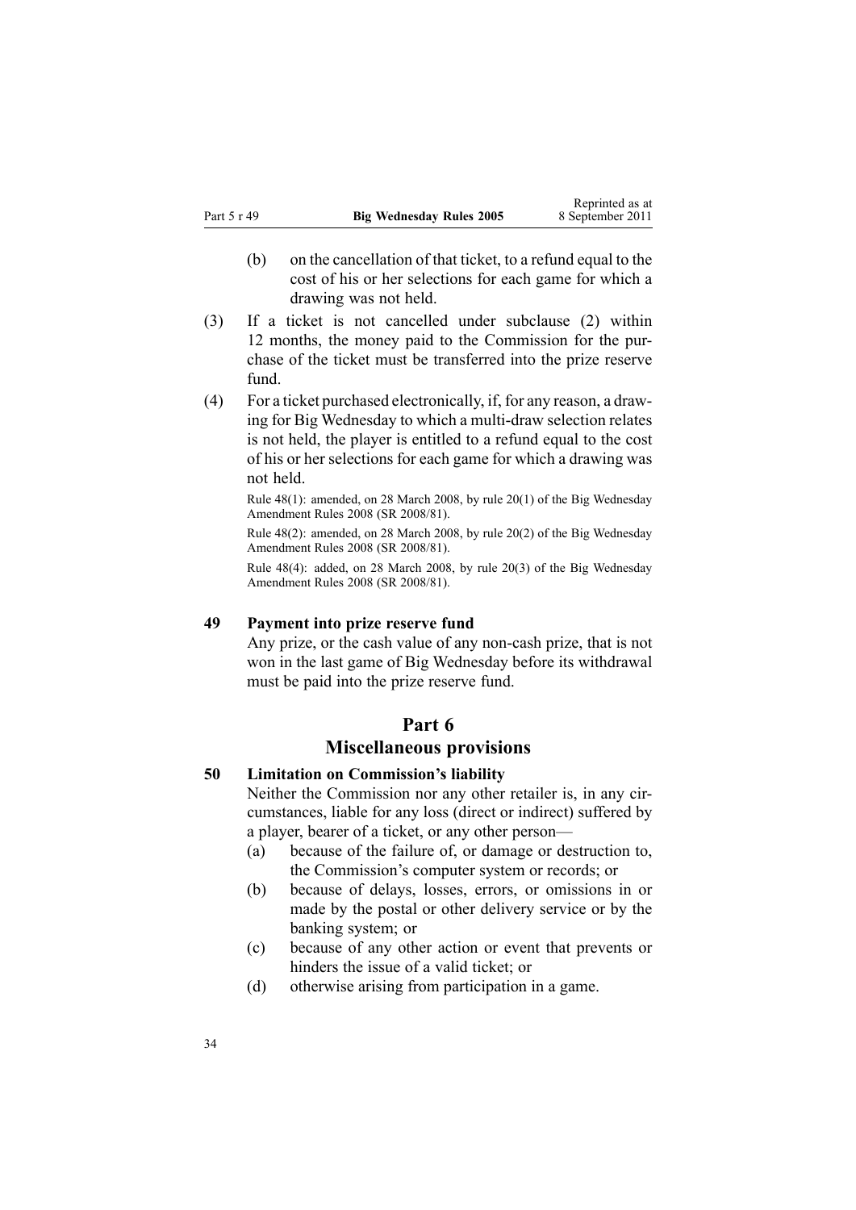(b) on the cancellation of that ticket, to a refund equal to the cost of his or her selections for each game for which a drawing was not held.

(3) If a ticket is not cancelled under subclause (2) within 12 months, the money paid to the Commission for the purchase of the ticket must be transferred into the prize reserve fund.

(4) For a ticket purchased electronically, if, for any reason, a drawing for Big Wednesday to which a multi-draw selection relates is not held, the player is entitled to a refund equal to the cost of his or her selections for each game for which a drawing was not held.

Rule 48(1): amended, on 28 March 2008, by rule 20(1) of the Big Wednesday Amendment Rules 2008 (SR 2008/81).

Rule 48(2): amended, on 28 March 2008, by rule 20(2) of the Big Wednesday Amendment Rules 2008 (SR 2008/81).

Rule 48(4): added, on 28 March 2008, by rule 20(3) of the Big Wednesday Amendment Rules 2008 (SR 2008/81).

### 49 Payment into prize reserve fund

Any prize, or the cash value of any non-cash prize, that is not won in the last game of Big Wednesday before its withdrawal must be paid into the prize reserve fund.

## Part 6
## Miscellaneous provisions

### 50 Limitation on Commission's liability

Neither the Commission nor any other retailer is, in any circumstances, liable for any loss (direct or indirect) suffered by a player, bearer of a ticket, or any other person—

(a) because of the failure of, or damage or destruction to, the Commission's computer system or records; or

(b) because of delays, losses, errors, or omissions in or made by the postal or other delivery service or by the banking system; or

(c) because of any other action or event that prevents or hinders the issue of a valid ticket; or

(d) otherwise arising from participation in a game.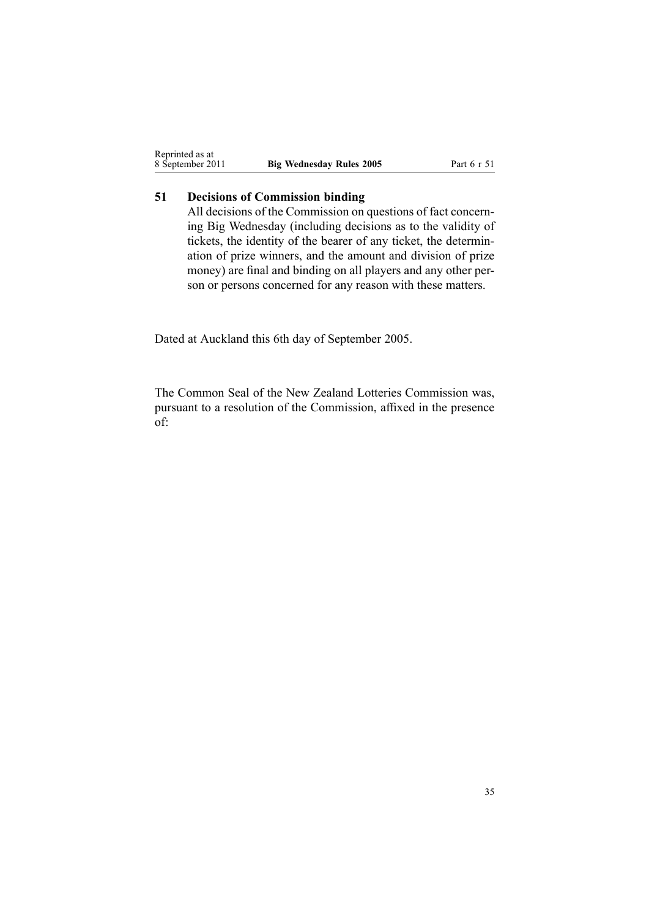### 51 Decisions of Commission binding

All decisions of the Commission on questions of fact concerning Big Wednesday (including decisions as to the validity of tickets, the identity of the bearer of any ticket, the determination of prize winners, and the amount and division of prize money) are final and binding on all players and any other person or persons concerned for any reason with these matters.

Dated at Auckland this 6th day of September 2005.

The Common Seal of the New Zealand Lotteries Commission was, pursuant to a resolution of the Commission, affixed in the presence of: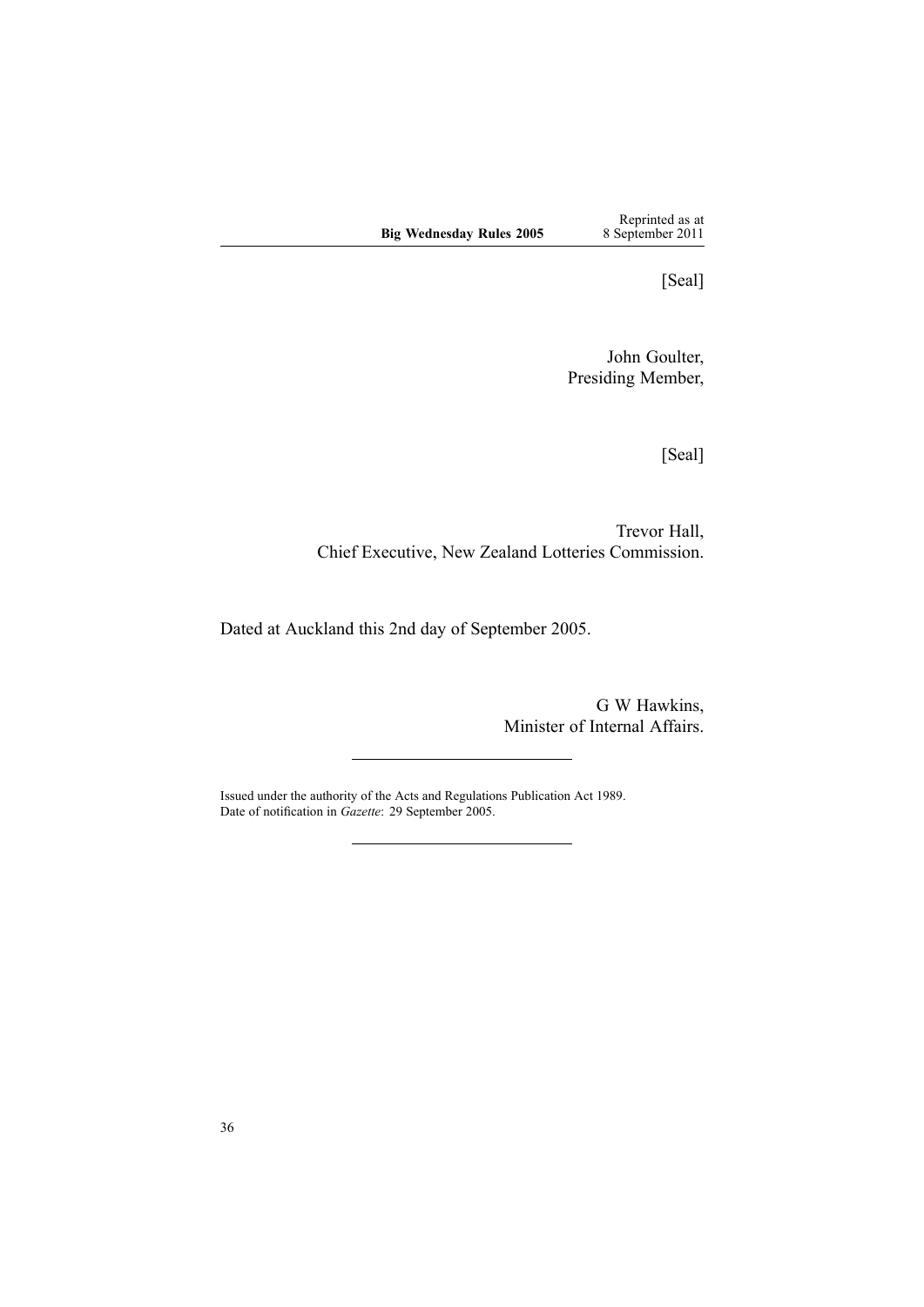[Seal]

John Goulter,
Presiding Member,

[Seal]

Trevor Hall,
Chief Executive, New Zealand Lotteries Commission.

Dated at Auckland this 2nd day of September 2005.

G W Hawkins,
Minister of Internal Affairs.

---

Issued under the authority of the Acts and Regulations Publication Act 1989.
Date of notification in *Gazette*: 29 September 2005.

---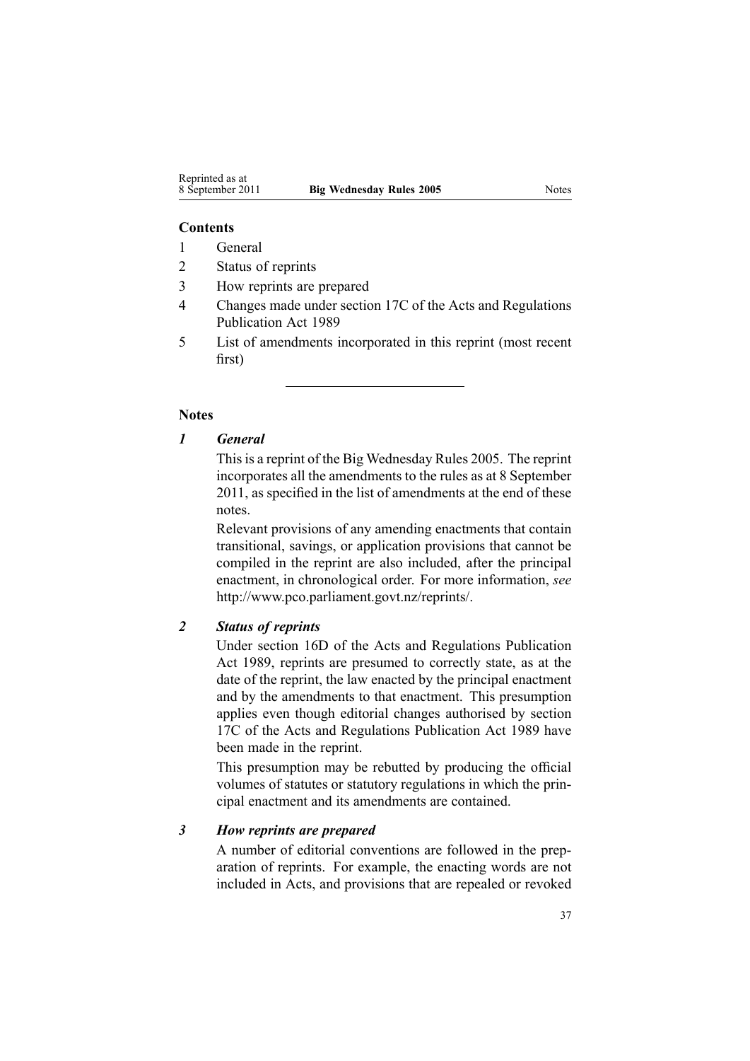**Contents**

1 General
2 Status of reprints
3 How reprints are prepared
4 Changes made under section 17C of the Acts and Regulations Publication Act 1989
5 List of amendments incorporated in this reprint (most recent first)

---

**Notes**

***1 General***

This is a reprint of the Big Wednesday Rules 2005. The reprint incorporates all the amendments to the rules as at 8 September 2011, as specified in the list of amendments at the end of these notes.

Relevant provisions of any amending enactments that contain transitional, savings, or application provisions that cannot be compiled in the reprint are also included, after the principal enactment, in chronological order. For more information, *see* http://www.pco.parliament.govt.nz/reprints/.

***2 Status of reprints***

Under section 16D of the Acts and Regulations Publication Act 1989, reprints are presumed to correctly state, as at the date of the reprint, the law enacted by the principal enactment and by the amendments to that enactment. This presumption applies even though editorial changes authorised by section 17C of the Acts and Regulations Publication Act 1989 have been made in the reprint.

This presumption may be rebutted by producing the official volumes of statutes or statutory regulations in which the principal enactment and its amendments are contained.

***3 How reprints are prepared***

A number of editorial conventions are followed in the preparation of reprints. For example, the enacting words are not included in Acts, and provisions that are repealed or revoked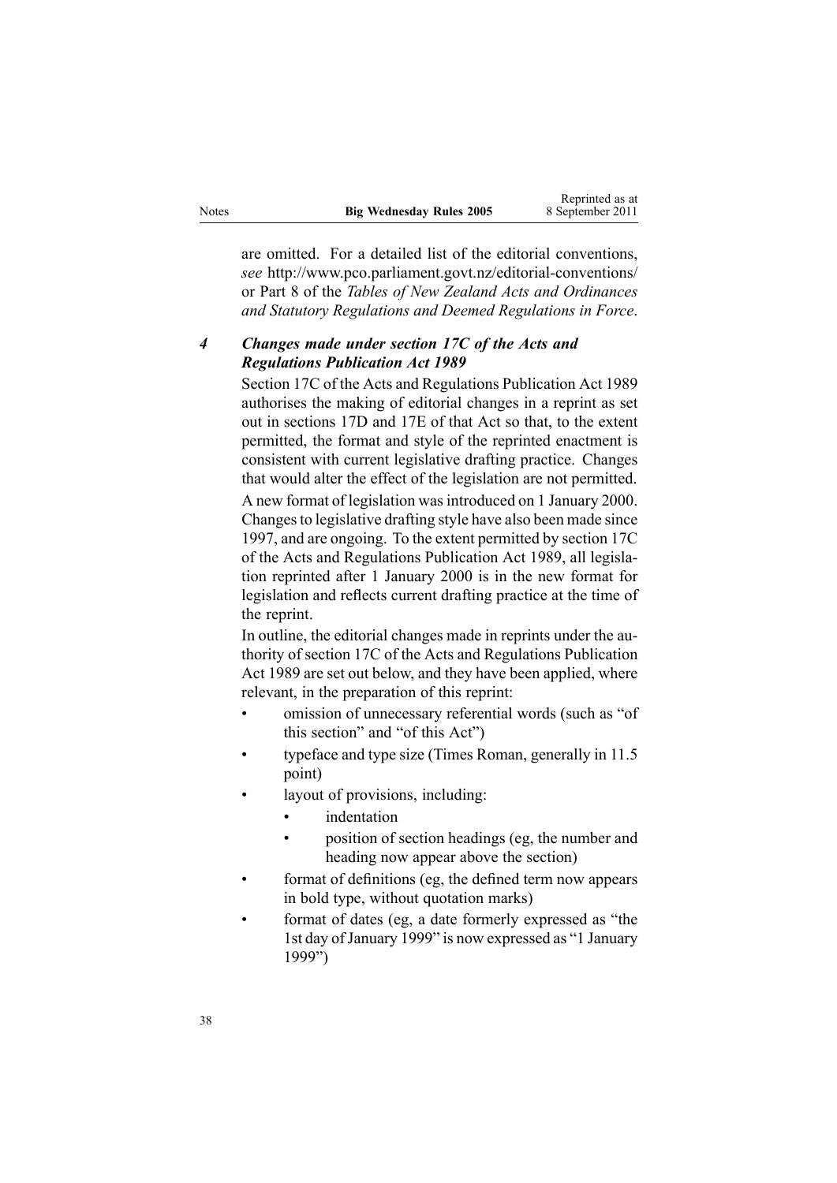are omitted. For a detailed list of the editorial conventions, *see* http://www.pco.parliament.govt.nz/editorial-conventions/ or Part 8 of the *Tables of New Zealand Acts and Ordinances and Statutory Regulations and Deemed Regulations in Force*.

### *4 Changes made under section 17C of the Acts and Regulations Publication Act 1989*

Section 17C of the Acts and Regulations Publication Act 1989 authorises the making of editorial changes in a reprint as set out in sections 17D and 17E of that Act so that, to the extent permitted, the format and style of the reprinted enactment is consistent with current legislative drafting practice. Changes that would alter the effect of the legislation are not permitted.

A new format of legislation was introduced on 1 January 2000. Changes to legislative drafting style have also been made since 1997, and are ongoing. To the extent permitted by section 17C of the Acts and Regulations Publication Act 1989, all legislation reprinted after 1 January 2000 is in the new format for legislation and reflects current drafting practice at the time of the reprint.

In outline, the editorial changes made in reprints under the authority of section 17C of the Acts and Regulations Publication Act 1989 are set out below, and they have been applied, where relevant, in the preparation of this reprint:

- omission of unnecessary referential words (such as "of this section" and "of this Act")
- typeface and type size (Times Roman, generally in 11.5 point)
- layout of provisions, including:
  - indentation
  - position of section headings (eg, the number and heading now appear above the section)
- format of definitions (eg, the defined term now appears in bold type, without quotation marks)
- format of dates (eg, a date formerly expressed as "the 1st day of January 1999" is now expressed as "1 January 1999")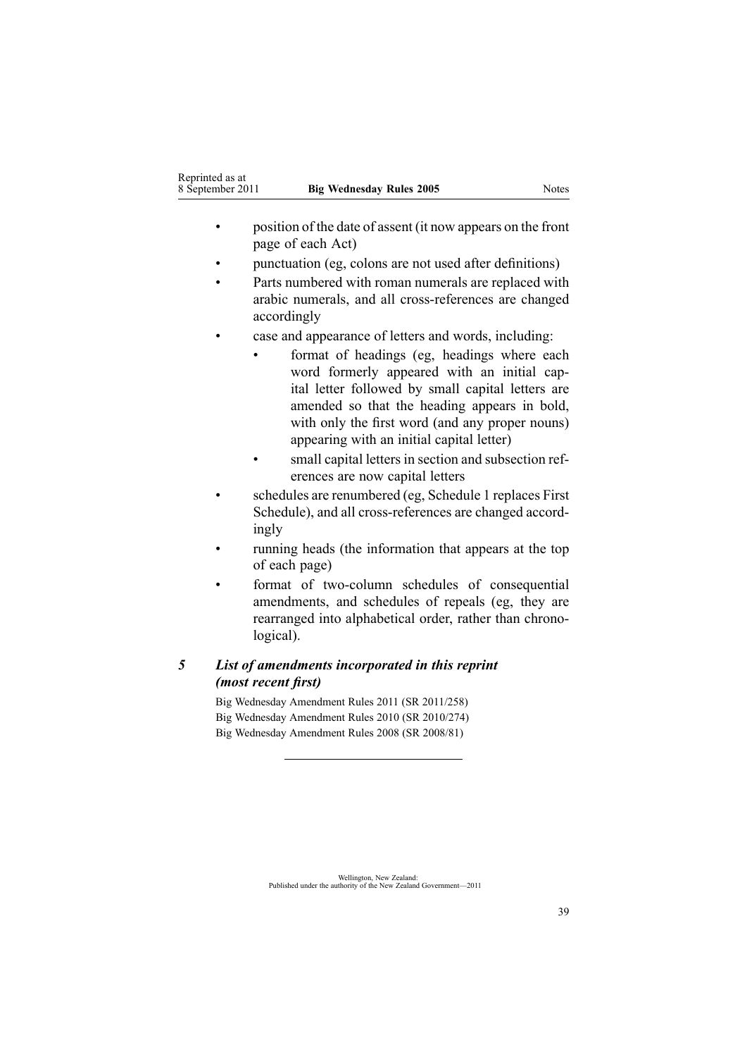- position of the date of assent (it now appears on the front page of each Act)
- punctuation (eg, colons are not used after definitions)
- Parts numbered with roman numerals are replaced with arabic numerals, and all cross-references are changed accordingly
- case and appearance of letters and words, including:
  - format of headings (eg, headings where each word formerly appeared with an initial capital letter followed by small capital letters are amended so that the heading appears in bold, with only the first word (and any proper nouns) appearing with an initial capital letter)
  - small capital letters in section and subsection references are now capital letters
- schedules are renumbered (eg, Schedule 1 replaces First Schedule), and all cross-references are changed accordingly
- running heads (the information that appears at the top of each page)
- format of two-column schedules of consequential amendments, and schedules of repeals (eg, they are rearranged into alphabetical order, rather than chronological).

### *5 List of amendments incorporated in this reprint (most recent first)*

Big Wednesday Amendment Rules 2011 (SR 2011/258)

Big Wednesday Amendment Rules 2010 (SR 2010/274)

Big Wednesday Amendment Rules 2008 (SR 2008/81)

---

Wellington, New Zealand:
Published under the authority of the New Zealand Government—2011